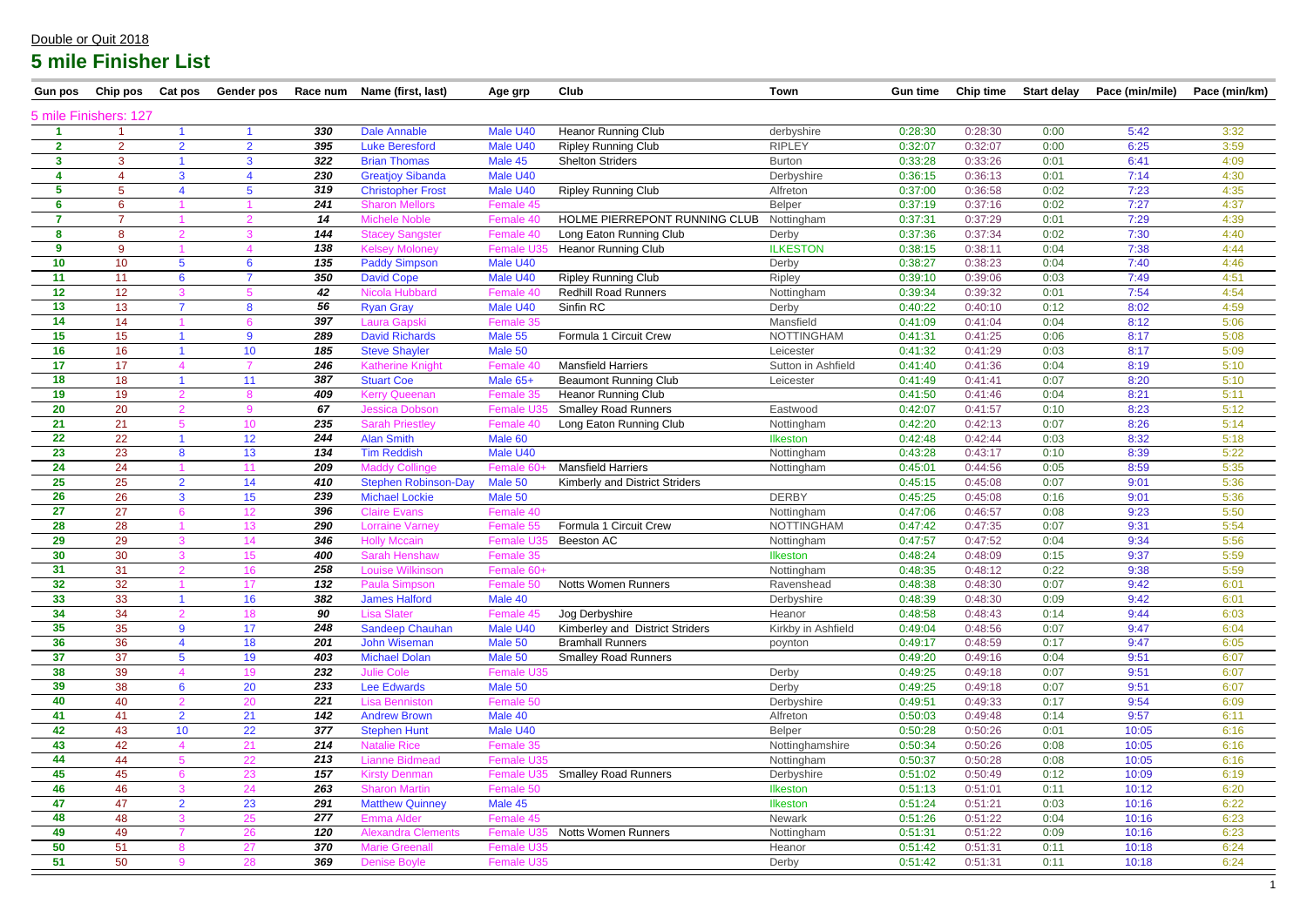Double or Quit 2018

# 5 mile Finisher List

| Gun pos | Chip pos | Cat pos | Gender pos | Race num | Name (first, last) | Age grp | Club | Town | Gun time | Chip time | Start delay | Pace (min/mile) | Pace (min/km) |
|---|---|---|---|---|---|---|---|---|---|---|---|---|---|
| 5 mile Finishers: 127 | | | | | | | | | | | | | |
| 1 | 1 | 1 | 1 | 330 | Dale Annable | Male U40 | Heanor Running Club | derbyshire | 0:28:30 | 0:28:30 | 0:00 | 5:42 | 3:32 |
| 2 | 2 | 2 | 2 | 395 | Luke Beresford | Male U40 | Ripley Running Club | RIPLEY | 0:32:07 | 0:32:07 | 0:00 | 6:25 | 3:59 |
| 3 | 3 | 1 | 3 | 322 | Brian Thomas | Male 45 | Shelton Striders | Burton | 0:33:28 | 0:33:26 | 0:01 | 6:41 | 4:09 |
| 4 | 4 | 3 | 4 | 230 | Greatjoy Sibanda | Male U40 | | Derbyshire | 0:36:15 | 0:36:13 | 0:01 | 7:14 | 4:30 |
| 5 | 5 | 4 | 5 | 319 | Christopher Frost | Male U40 | Ripley Running Club | Alfreton | 0:37:00 | 0:36:58 | 0:02 | 7:23 | 4:35 |
| 6 | 6 | 1 | 1 | 241 | Sharon Mellors | Female 45 | | Belper | 0:37:19 | 0:37:16 | 0:02 | 7:27 | 4:37 |
| 7 | 7 | 1 | 2 | 14 | Michele Noble | Female 40 | HOLME PIERREPONT RUNNING CLUB | Nottingham | 0:37:31 | 0:37:29 | 0:01 | 7:29 | 4:39 |
| 8 | 8 | 2 | 3 | 144 | Stacey Sangster | Female 40 | Long Eaton Running Club | Derby | 0:37:36 | 0:37:34 | 0:02 | 7:30 | 4:40 |
| 9 | 9 | 1 | 4 | 138 | Kelsey Moloney | Female U35 | Heanor Running Club | ILKESTON | 0:38:15 | 0:38:11 | 0:04 | 7:38 | 4:44 |
| 10 | 10 | 5 | 6 | 135 | Paddy Simpson | Male U40 | | Derby | 0:38:27 | 0:38:23 | 0:04 | 7:40 | 4:46 |
| 11 | 11 | 6 | 7 | 350 | David Cope | Male U40 | Ripley Running Club | Ripley | 0:39:10 | 0:39:06 | 0:03 | 7:49 | 4:51 |
| 12 | 12 | 3 | 5 | 42 | Nicola Hubbard | Female 40 | Redhill Road Runners | Nottingham | 0:39:34 | 0:39:32 | 0:01 | 7:54 | 4:54 |
| 13 | 13 | 7 | 8 | 56 | Ryan Gray | Male U40 | Sinfin RC | Derby | 0:40:22 | 0:40:10 | 0:12 | 8:02 | 4:59 |
| 14 | 14 | 1 | 6 | 397 | Laura Gapski | Female 35 | | Mansfield | 0:41:09 | 0:41:04 | 0:04 | 8:12 | 5:06 |
| 15 | 15 | 1 | 9 | 289 | David Richards | Male 55 | Formula 1 Circuit Crew | NOTTINGHAM | 0:41:31 | 0:41:25 | 0:06 | 8:17 | 5:08 |
| 16 | 16 | 1 | 10 | 185 | Steve Shayler | Male 50 | | Leicester | 0:41:32 | 0:41:29 | 0:03 | 8:17 | 5:09 |
| 17 | 17 | 4 | 7 | 246 | Katherine Knight | Female 40 | Mansfield Harriers | Sutton in Ashfield | 0:41:40 | 0:41:36 | 0:04 | 8:19 | 5:10 |
| 18 | 18 | 1 | 11 | 387 | Stuart Coe | Male 65+ | Beaumont Running Club | Leicester | 0:41:49 | 0:41:41 | 0:07 | 8:20 | 5:10 |
| 19 | 19 | 2 | 8 | 409 | Kerry Queenan | Female 35 | Heanor Running Club | | 0:41:50 | 0:41:46 | 0:04 | 8:21 | 5:11 |
| 20 | 20 | 2 | 9 | 67 | Jessica Dobson | Female U35 | Smalley Road Runners | Eastwood | 0:42:07 | 0:41:57 | 0:10 | 8:23 | 5:12 |
| 21 | 21 | 5 | 10 | 235 | Sarah Priestley | Female 40 | Long Eaton Running Club | Nottingham | 0:42:20 | 0:42:13 | 0:07 | 8:26 | 5:14 |
| 22 | 22 | 1 | 12 | 244 | Alan Smith | Male 60 | | Ilkeston | 0:42:48 | 0:42:44 | 0:03 | 8:32 | 5:18 |
| 23 | 23 | 8 | 13 | 134 | Tim Reddish | Male U40 | | Nottingham | 0:43:28 | 0:43:17 | 0:10 | 8:39 | 5:22 |
| 24 | 24 | 1 | 11 | 209 | Maddy Collinge | Female 60+ | Mansfield Harriers | Nottingham | 0:45:01 | 0:44:56 | 0:05 | 8:59 | 5:35 |
| 25 | 25 | 2 | 14 | 410 | Stephen Robinson-Day | Male 50 | Kimberly and District Striders | | 0:45:15 | 0:45:08 | 0:07 | 9:01 | 5:36 |
| 26 | 26 | 3 | 15 | 239 | Michael Lockie | Male 50 | | DERBY | 0:45:25 | 0:45:08 | 0:16 | 9:01 | 5:36 |
| 27 | 27 | 6 | 12 | 396 | Claire Evans | Female 40 | | Nottingham | 0:47:06 | 0:46:57 | 0:08 | 9:23 | 5:50 |
| 28 | 28 | 1 | 13 | 290 | Lorraine Varney | Female 55 | Formula 1 Circuit Crew | NOTTINGHAM | 0:47:42 | 0:47:35 | 0:07 | 9:31 | 5:54 |
| 29 | 29 | 3 | 14 | 346 | Holly Mccain | Female U35 | Beeston AC | Nottingham | 0:47:57 | 0:47:52 | 0:04 | 9:34 | 5:56 |
| 30 | 30 | 3 | 15 | 400 | Sarah Henshaw | Female 35 | | Ilkeston | 0:48:24 | 0:48:09 | 0:15 | 9:37 | 5:59 |
| 31 | 31 | 2 | 16 | 258 | Louise Wilkinson | Female 60+ | | Nottingham | 0:48:35 | 0:48:12 | 0:22 | 9:38 | 5:59 |
| 32 | 32 | 1 | 17 | 132 | Paula Simpson | Female 50 | Notts Women Runners | Ravenshead | 0:48:38 | 0:48:30 | 0:07 | 9:42 | 6:01 |
| 33 | 33 | 1 | 16 | 382 | James Halford | Male 40 | | Derbyshire | 0:48:39 | 0:48:30 | 0:09 | 9:42 | 6:01 |
| 34 | 34 | 2 | 18 | 90 | Lisa Slater | Female 45 | Jog Derbyshire | Heanor | 0:48:58 | 0:48:43 | 0:14 | 9:44 | 6:03 |
| 35 | 35 | 9 | 17 | 248 | Sandeep Chauhan | Male U40 | Kimberley and District Striders | Kirkby in Ashfield | 0:49:04 | 0:48:56 | 0:07 | 9:47 | 6:04 |
| 36 | 36 | 4 | 18 | 201 | John Wiseman | Male 50 | Bramhall Runners | poynton | 0:49:17 | 0:48:59 | 0:17 | 9:47 | 6:05 |
| 37 | 37 | 5 | 19 | 403 | Michael Dolan | Male 50 | Smalley Road Runners | | 0:49:20 | 0:49:16 | 0:04 | 9:51 | 6:07 |
| 38 | 39 | 4 | 19 | 232 | Julie Cole | Female U35 | | Derby | 0:49:25 | 0:49:18 | 0:07 | 9:51 | 6:07 |
| 39 | 38 | 6 | 20 | 233 | Lee Edwards | Male 50 | | Derby | 0:49:25 | 0:49:18 | 0:07 | 9:51 | 6:07 |
| 40 | 40 | 2 | 20 | 221 | Lisa Benniston | Female 50 | | Derbyshire | 0:49:51 | 0:49:33 | 0:17 | 9:54 | 6:09 |
| 41 | 41 | 2 | 21 | 142 | Andrew Brown | Male 40 | | Alfreton | 0:50:03 | 0:49:48 | 0:14 | 9:57 | 6:11 |
| 42 | 43 | 10 | 22 | 377 | Stephen Hunt | Male U40 | | Belper | 0:50:28 | 0:50:26 | 0:01 | 10:05 | 6:16 |
| 43 | 42 | 4 | 21 | 214 | Natalie Rice | Female 35 | | Nottinghamshire | 0:50:34 | 0:50:26 | 0:08 | 10:05 | 6:16 |
| 44 | 44 | 5 | 22 | 213 | Lianne Bidmead | Female U35 | | Nottingham | 0:50:37 | 0:50:28 | 0:08 | 10:05 | 6:16 |
| 45 | 45 | 6 | 23 | 157 | Kirsty Denman | Female U35 | Smalley Road Runners | Derbyshire | 0:51:02 | 0:50:49 | 0:12 | 10:09 | 6:19 |
| 46 | 46 | 3 | 24 | 263 | Sharon Martin | Female 50 | | Ilkeston | 0:51:13 | 0:51:01 | 0:11 | 10:12 | 6:20 |
| 47 | 47 | 2 | 23 | 291 | Matthew Quinney | Male 45 | | Ilkeston | 0:51:24 | 0:51:21 | 0:03 | 10:16 | 6:22 |
| 48 | 48 | 3 | 25 | 277 | Emma Alder | Female 45 | | Newark | 0:51:26 | 0:51:22 | 0:04 | 10:16 | 6:23 |
| 49 | 49 | 7 | 26 | 120 | Alexandra Clements | Female U35 | Notts Women Runners | Nottingham | 0:51:31 | 0:51:22 | 0:09 | 10:16 | 6:23 |
| 50 | 51 | 8 | 27 | 370 | Marie Greenall | Female U35 | | Heanor | 0:51:42 | 0:51:31 | 0:11 | 10:18 | 6:24 |
| 51 | 50 | 9 | 28 | 369 | Denise Boyle | Female U35 | | Derby | 0:51:42 | 0:51:31 | 0:11 | 10:18 | 6:24 |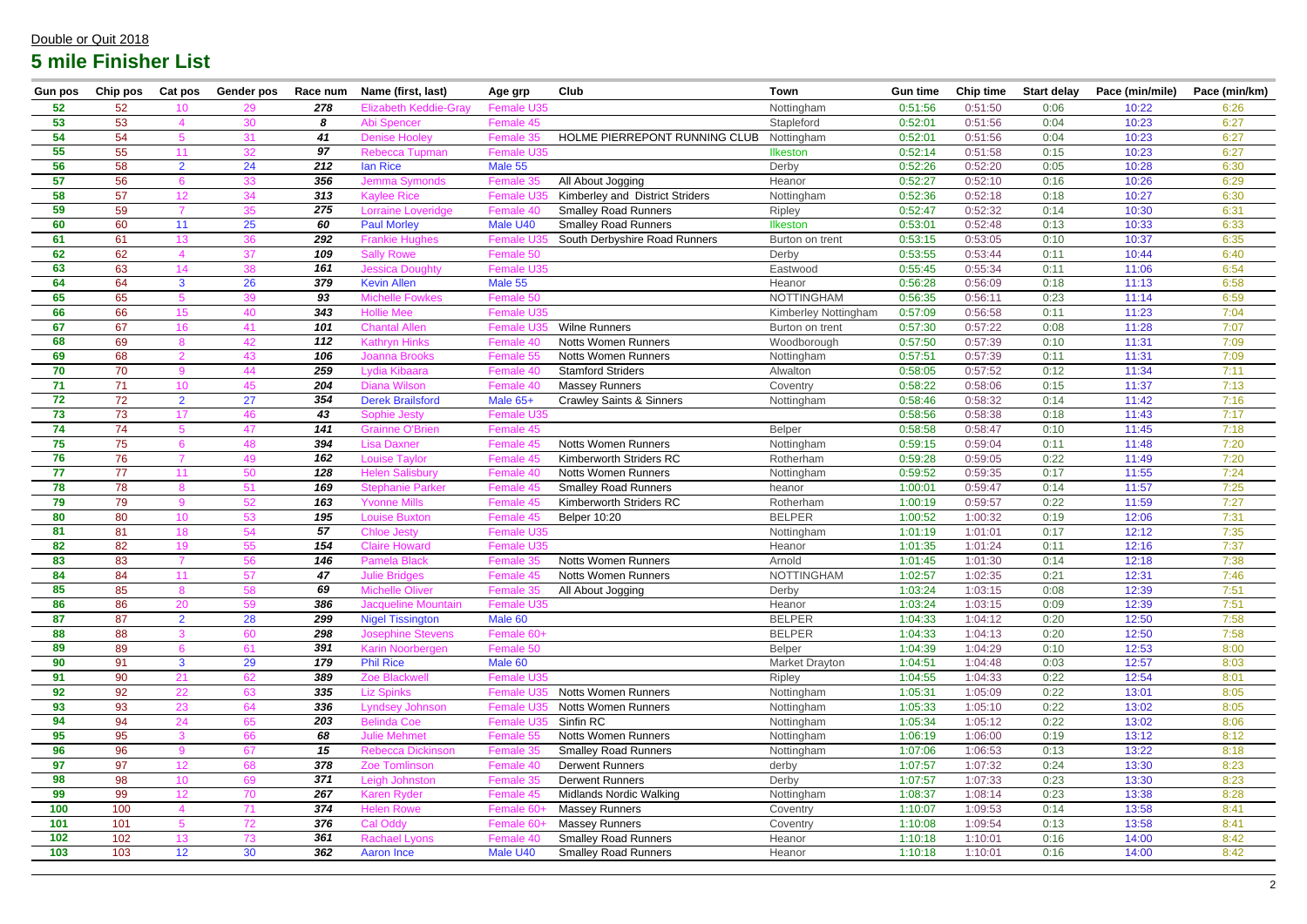Double or Quit 2018

## 5 mile Finisher List

| Gun pos | Chip pos | Cat pos | Gender pos | Race num | Name (first, last) | Age grp | Club | Town | Gun time | Chip time | Start delay | Pace (min/mile) | Pace (min/km) |
|---|---|---|---|---|---|---|---|---|---|---|---|---|---|
| 52 | 52 | 10 | 29 | 278 | Elizabeth Keddie-Gray | Female U35 | | Nottingham | 0:51:56 | 0:51:50 | 0:06 | 10:22 | 6:26 |
| 53 | 53 | 4 | 30 | 8 | Abi Spencer | Female 45 | | Stapleford | 0:52:01 | 0:51:56 | 0:04 | 10:23 | 6:27 |
| 54 | 54 | 5 | 31 | 41 | Denise Hooley | Female 35 | HOLME PIERREPONT RUNNING CLUB | Nottingham | 0:52:01 | 0:51:56 | 0:04 | 10:23 | 6:27 |
| 55 | 55 | 11 | 32 | 97 | Rebecca Tupman | Female U35 | | Ilkeston | 0:52:14 | 0:51:58 | 0:15 | 10:23 | 6:27 |
| 56 | 58 | 2 | 24 | 212 | Ian Rice | Male 55 | | Derby | 0:52:26 | 0:52:20 | 0:05 | 10:28 | 6:30 |
| 57 | 56 | 6 | 33 | 356 | Jemma Symonds | Female 35 | All About Jogging | Heanor | 0:52:27 | 0:52:10 | 0:16 | 10:26 | 6:29 |
| 58 | 57 | 12 | 34 | 313 | Kaylee Rice | Female U35 | Kimberley and District Striders | Nottingham | 0:52:36 | 0:52:18 | 0:18 | 10:27 | 6:30 |
| 59 | 59 | 7 | 35 | 275 | Lorraine Loveridge | Female 40 | Smalley Road Runners | Ripley | 0:52:47 | 0:52:32 | 0:14 | 10:30 | 6:31 |
| 60 | 60 | 11 | 25 | 60 | Paul Morley | Male U40 | Smalley Road Runners | Ilkeston | 0:53:01 | 0:52:48 | 0:13 | 10:33 | 6:33 |
| 61 | 61 | 13 | 36 | 292 | Frankie Hughes | Female U35 | South Derbyshire Road Runners | Burton on trent | 0:53:15 | 0:53:05 | 0:10 | 10:37 | 6:35 |
| 62 | 62 | 4 | 37 | 109 | Sally Rowe | Female 50 | | Derby | 0:53:55 | 0:53:44 | 0:11 | 10:44 | 6:40 |
| 63 | 63 | 14 | 38 | 161 | Jessica Doughty | Female U35 | | Eastwood | 0:55:45 | 0:55:34 | 0:11 | 11:06 | 6:54 |
| 64 | 64 | 3 | 26 | 379 | Kevin Allen | Male 55 | | Heanor | 0:56:28 | 0:56:09 | 0:18 | 11:13 | 6:58 |
| 65 | 65 | 5 | 39 | 93 | Michelle Fowkes | Female 50 | | NOTTINGHAM | 0:56:35 | 0:56:11 | 0:23 | 11:14 | 6:59 |
| 66 | 66 | 15 | 40 | 343 | Hollie Mee | Female U35 | | Kimberley Nottingham | 0:57:09 | 0:56:58 | 0:11 | 11:23 | 7:04 |
| 67 | 67 | 16 | 41 | 101 | Chantal Allen | Female U35 | Wilne Runners | Burton on trent | 0:57:30 | 0:57:22 | 0:08 | 11:28 | 7:07 |
| 68 | 69 | 8 | 42 | 112 | Kathryn Hinks | Female 40 | Notts Women Runners | Woodborough | 0:57:50 | 0:57:39 | 0:10 | 11:31 | 7:09 |
| 69 | 68 | 2 | 43 | 106 | Joanna Brooks | Female 55 | Notts Women Runners | Nottingham | 0:57:51 | 0:57:39 | 0:11 | 11:31 | 7:09 |
| 70 | 70 | 9 | 44 | 259 | Lydia Kibaara | Female 40 | Stamford Striders | Alwalton | 0:58:05 | 0:57:52 | 0:12 | 11:34 | 7:11 |
| 71 | 71 | 10 | 45 | 204 | Diana Wilson | Female 40 | Massey Runners | Coventry | 0:58:22 | 0:58:06 | 0:15 | 11:37 | 7:13 |
| 72 | 72 | 2 | 27 | 354 | Derek Brailsford | Male 65+ | Crawley Saints & Sinners | Nottingham | 0:58:46 | 0:58:32 | 0:14 | 11:42 | 7:16 |
| 73 | 73 | 17 | 46 | 43 | Sophie Jesty | Female U35 | | | 0:58:56 | 0:58:38 | 0:18 | 11:43 | 7:17 |
| 74 | 74 | 5 | 47 | 141 | Grainne O'Brien | Female 45 | | Belper | 0:58:58 | 0:58:47 | 0:10 | 11:45 | 7:18 |
| 75 | 75 | 6 | 48 | 394 | Lisa Daxner | Female 45 | Notts Women Runners | Nottingham | 0:59:15 | 0:59:04 | 0:11 | 11:48 | 7:20 |
| 76 | 76 | 7 | 49 | 162 | Louise Taylor | Female 45 | Kimberworth Striders RC | Rotherham | 0:59:28 | 0:59:05 | 0:22 | 11:49 | 7:20 |
| 77 | 77 | 11 | 50 | 128 | Helen Salisbury | Female 40 | Notts Women Runners | Nottingham | 0:59:52 | 0:59:35 | 0:17 | 11:55 | 7:24 |
| 78 | 78 | 8 | 51 | 169 | Stephanie Parker | Female 45 | Smalley Road Runners | heanor | 1:00:01 | 0:59:47 | 0:14 | 11:57 | 7:25 |
| 79 | 79 | 9 | 52 | 163 | Yvonne Mills | Female 45 | Kimberworth Striders RC | Rotherham | 1:00:19 | 0:59:57 | 0:22 | 11:59 | 7:27 |
| 80 | 80 | 10 | 53 | 195 | Louise Buxton | Female 45 | Belper 10:20 | BELPER | 1:00:52 | 1:00:32 | 0:19 | 12:06 | 7:31 |
| 81 | 81 | 18 | 54 | 57 | Chloe Jesty | Female U35 | | Nottingham | 1:01:19 | 1:01:01 | 0:17 | 12:12 | 7:35 |
| 82 | 82 | 19 | 55 | 154 | Claire Howard | Female U35 | | Heanor | 1:01:35 | 1:01:24 | 0:11 | 12:16 | 7:37 |
| 83 | 83 | 7 | 56 | 146 | Pamela Black | Female 35 | Notts Women Runners | Arnold | 1:01:45 | 1:01:30 | 0:14 | 12:18 | 7:38 |
| 84 | 84 | 11 | 57 | 47 | Julie Bridges | Female 45 | Notts Women Runners | NOTTINGHAM | 1:02:57 | 1:02:35 | 0:21 | 12:31 | 7:46 |
| 85 | 85 | 8 | 58 | 69 | Michelle Oliver | Female 35 | All About Jogging | Derby | 1:03:24 | 1:03:15 | 0:08 | 12:39 | 7:51 |
| 86 | 86 | 20 | 59 | 386 | Jacqueline Mountain | Female U35 | | Heanor | 1:03:24 | 1:03:15 | 0:09 | 12:39 | 7:51 |
| 87 | 87 | 2 | 28 | 299 | Nigel Tissington | Male 60 | | BELPER | 1:04:33 | 1:04:12 | 0:20 | 12:50 | 7:58 |
| 88 | 88 | 3 | 60 | 298 | Josephine Stevens | Female 60+ | | BELPER | 1:04:33 | 1:04:13 | 0:20 | 12:50 | 7:58 |
| 89 | 89 | 6 | 61 | 391 | Karin Noorbergen | Female 50 | | Belper | 1:04:39 | 1:04:29 | 0:10 | 12:53 | 8:00 |
| 90 | 91 | 3 | 29 | 179 | Phil Rice | Male 60 | | Market Drayton | 1:04:51 | 1:04:48 | 0:03 | 12:57 | 8:03 |
| 91 | 90 | 21 | 62 | 389 | Zoe Blackwell | Female U35 | | Ripley | 1:04:55 | 1:04:33 | 0:22 | 12:54 | 8:01 |
| 92 | 92 | 22 | 63 | 335 | Liz Spinks | Female U35 | Notts Women Runners | Nottingham | 1:05:31 | 1:05:09 | 0:22 | 13:01 | 8:05 |
| 93 | 93 | 23 | 64 | 336 | Lyndsey Johnson | Female U35 | Notts Women Runners | Nottingham | 1:05:33 | 1:05:10 | 0:22 | 13:02 | 8:05 |
| 94 | 94 | 24 | 65 | 203 | Belinda Coe | Female U35 | Sinfin RC | Nottingham | 1:05:34 | 1:05:12 | 0:22 | 13:02 | 8:06 |
| 95 | 95 | 3 | 66 | 68 | Julie Mehmet | Female 55 | Notts Women Runners | Nottingham | 1:06:19 | 1:06:00 | 0:19 | 13:12 | 8:12 |
| 96 | 96 | 9 | 67 | 15 | Rebecca Dickinson | Female 35 | Smalley Road Runners | Nottingham | 1:07:06 | 1:06:53 | 0:13 | 13:22 | 8:18 |
| 97 | 97 | 12 | 68 | 378 | Zoe Tomlinson | Female 40 | Derwent Runners | derby | 1:07:57 | 1:07:32 | 0:24 | 13:30 | 8:23 |
| 98 | 98 | 10 | 69 | 371 | Leigh Johnston | Female 35 | Derwent Runners | Derby | 1:07:57 | 1:07:33 | 0:23 | 13:30 | 8:23 |
| 99 | 99 | 12 | 70 | 267 | Karen Ryder | Female 45 | Midlands Nordic Walking | Nottingham | 1:08:37 | 1:08:14 | 0:23 | 13:38 | 8:28 |
| 100 | 100 | 4 | 71 | 374 | Helen Rowe | Female 60+ | Massey Runners | Coventry | 1:10:07 | 1:09:53 | 0:14 | 13:58 | 8:41 |
| 101 | 101 | 5 | 72 | 376 | Cal Oddy | Female 60+ | Massey Runners | Coventry | 1:10:08 | 1:09:54 | 0:13 | 13:58 | 8:41 |
| 102 | 102 | 13 | 73 | 361 | Rachael Lyons | Female 40 | Smalley Road Runners | Heanor | 1:10:18 | 1:10:01 | 0:16 | 14:00 | 8:42 |
| 103 | 103 | 12 | 30 | 362 | Aaron Ince | Male U40 | Smalley Road Runners | Heanor | 1:10:18 | 1:10:01 | 0:16 | 14:00 | 8:42 |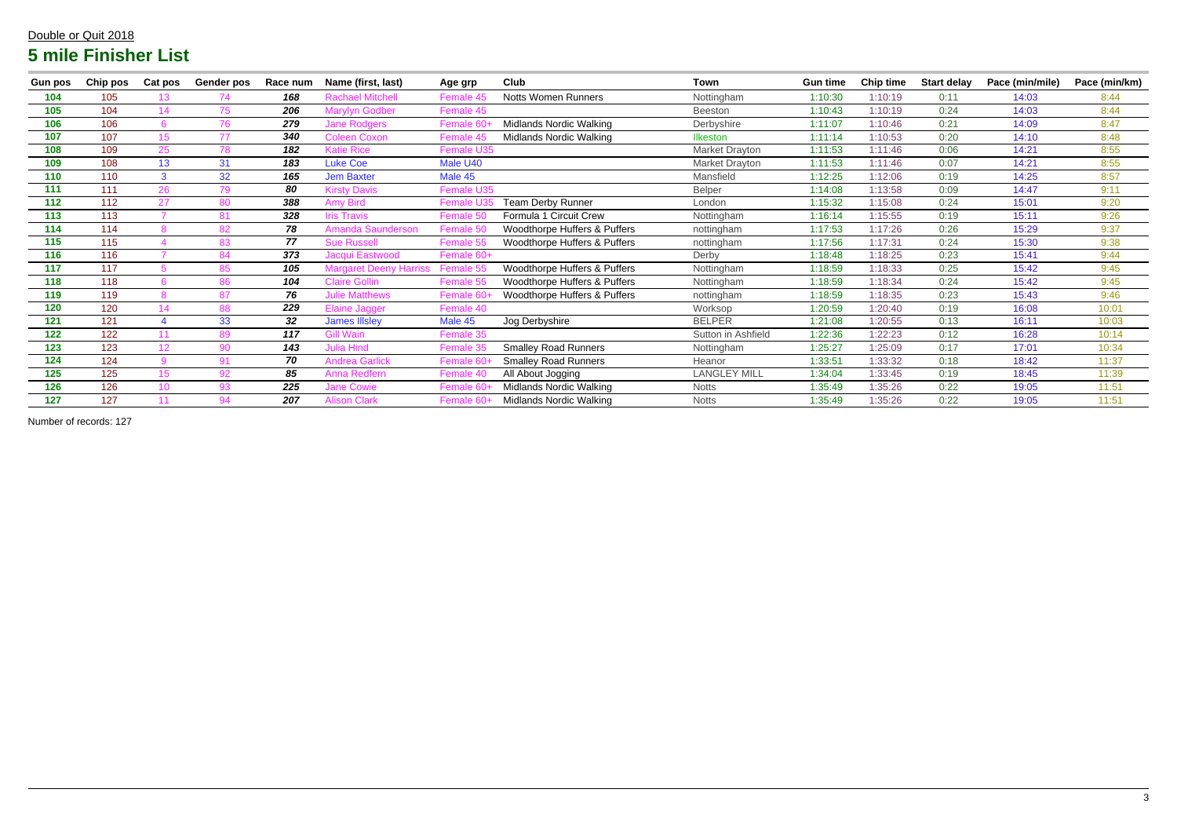Double or Quit 2018

# 5 mile Finisher List

| Gun pos | Chip pos | Cat pos | Gender pos | Race num | Name (first, last) | Age grp | Club | Town | Gun time | Chip time | Start delay | Pace (min/mile) | Pace (min/km) |
|---|---|---|---|---|---|---|---|---|---|---|---|---|---|
| 104 | 105 | 13 | 74 | 168 | Rachael Mitchell | Female 45 | Notts Women Runners | Nottingham | 1:10:30 | 1:10:19 | 0:11 | 14:03 | 8:44 |
| 105 | 104 | 14 | 75 | 206 | Marylyn Godber | Female 45 | | Beeston | 1:10:43 | 1:10:19 | 0:24 | 14:03 | 8:44 |
| 106 | 106 | 6 | 76 | 279 | Jane Rodgers | Female 60+ | Midlands Nordic Walking | Derbyshire | 1:11:07 | 1:10:46 | 0:21 | 14:09 | 8:47 |
| 107 | 107 | 15 | 77 | 340 | Coleen Coxon | Female 45 | Midlands Nordic Walking | Ilkeston | 1:11:14 | 1:10:53 | 0:20 | 14:10 | 8:48 |
| 108 | 109 | 25 | 78 | 182 | Katie Rice | Female U35 | | Market Drayton | 1:11:53 | 1:11:46 | 0:06 | 14:21 | 8:55 |
| 109 | 108 | 13 | 31 | 183 | Luke Coe | Male U40 | | Market Drayton | 1:11:53 | 1:11:46 | 0:07 | 14:21 | 8:55 |
| 110 | 110 | 3 | 32 | 165 | Jem Baxter | Male 45 | | Mansfield | 1:12:25 | 1:12:06 | 0:19 | 14:25 | 8:57 |
| 111 | 111 | 26 | 79 | 80 | Kirsty Davis | Female U35 | | Belper | 1:14:08 | 1:13:58 | 0:09 | 14:47 | 9:11 |
| 112 | 112 | 27 | 80 | 388 | Amy Bird | Female U35 | Team Derby Runner | London | 1:15:32 | 1:15:08 | 0:24 | 15:01 | 9:20 |
| 113 | 113 | 7 | 81 | 328 | Iris Travis | Female 50 | Formula 1 Circuit Crew | Nottingham | 1:16:14 | 1:15:55 | 0:19 | 15:11 | 9:26 |
| 114 | 114 | 8 | 82 | 78 | Amanda Saunderson | Female 50 | Woodthorpe Huffers & Puffers | nottingham | 1:17:53 | 1:17:26 | 0:26 | 15:29 | 9:37 |
| 115 | 115 | 4 | 83 | 77 | Sue Russell | Female 55 | Woodthorpe Huffers & Puffers | nottingham | 1:17:56 | 1:17:31 | 0:24 | 15:30 | 9:38 |
| 116 | 116 | 7 | 84 | 373 | Jacqui Eastwood | Female 60+ | | Derby | 1:18:48 | 1:18:25 | 0:23 | 15:41 | 9:44 |
| 117 | 117 | 5 | 85 | 105 | Margaret Deeny Harriss | Female 55 | Woodthorpe Huffers & Puffers | Nottingham | 1:18:59 | 1:18:33 | 0:25 | 15:42 | 9:45 |
| 118 | 118 | 6 | 86 | 104 | Claire Gollin | Female 55 | Woodthorpe Huffers & Puffers | Nottingham | 1:18:59 | 1:18:34 | 0:24 | 15:42 | 9:45 |
| 119 | 119 | 8 | 87 | 76 | Julie Matthews | Female 60+ | Woodthorpe Huffers & Puffers | nottingham | 1:18:59 | 1:18:35 | 0:23 | 15:43 | 9:46 |
| 120 | 120 | 14 | 88 | 229 | Elaine Jagger | Female 40 | | Worksop | 1:20:59 | 1:20:40 | 0:19 | 16:08 | 10:01 |
| 121 | 121 | 4 | 33 | 32 | James Illsley | Male 45 | Jog Derbyshire | BELPER | 1:21:08 | 1:20:55 | 0:13 | 16:11 | 10:03 |
| 122 | 122 | 11 | 89 | 117 | Gill Wain | Female 35 | | Sutton in Ashfield | 1:22:36 | 1:22:23 | 0:12 | 16:28 | 10:14 |
| 123 | 123 | 12 | 90 | 143 | Julia Hind | Female 35 | Smalley Road Runners | Nottingham | 1:25:27 | 1:25:09 | 0:17 | 17:01 | 10:34 |
| 124 | 124 | 9 | 91 | 70 | Andrea Garlick | Female 60+ | Smalley Road Runners | Heanor | 1:33:51 | 1:33:32 | 0:18 | 18:42 | 11:37 |
| 125 | 125 | 15 | 92 | 85 | Anna Redfern | Female 40 | All About Jogging | LANGLEY MILL | 1:34:04 | 1:33:45 | 0:19 | 18:45 | 11:39 |
| 126 | 126 | 10 | 93 | 225 | Jane Cowie | Female 60+ | Midlands Nordic Walking | Notts | 1:35:49 | 1:35:26 | 0:22 | 19:05 | 11:51 |
| 127 | 127 | 11 | 94 | 207 | Alison Clark | Female 60+ | Midlands Nordic Walking | Notts | 1:35:49 | 1:35:26 | 0:22 | 19:05 | 11:51 |

Number of records: 127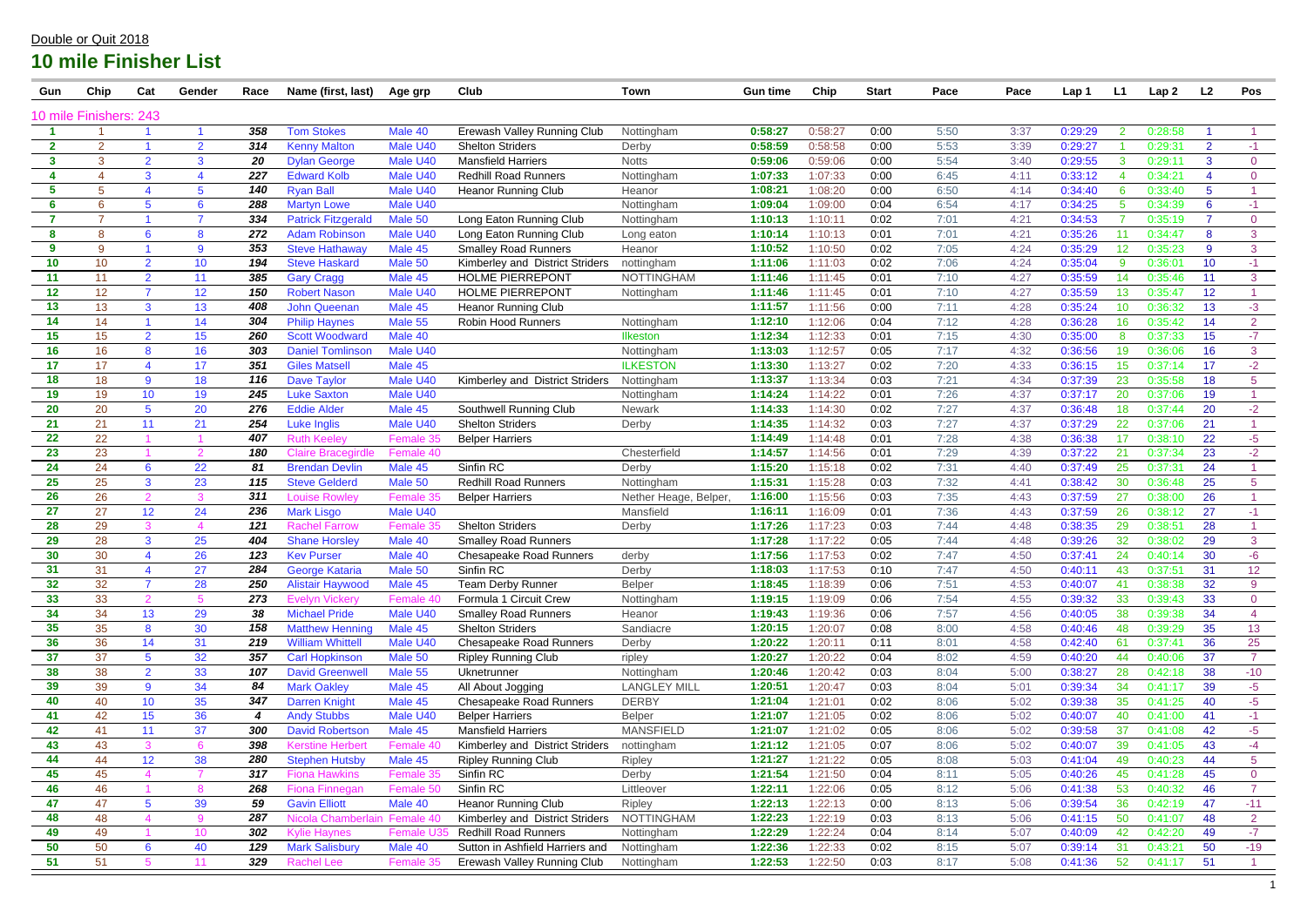Double or Quit 2018

# 10 mile Finisher List

| Gun | Chip | Cat | Gender | Race | Name (first, last) | Age grp | Club | Town | Gun time | Chip | Start | Pace | Pace | Lap 1 | L1 | Lap 2 | L2 | Pos |
|---|---|---|---|---|---|---|---|---|---|---|---|---|---|---|---|---|---|---|
| 10 mile Finishers: 243 | | | | | | | | | | | | | | | | | | |
| 1 | 1 | 1 | 1 | 358 | Tom Stokes | Male 40 | Erewash Valley Running Club | Nottingham | 0:58:27 | 0:58:27 | 0:00 | 5:50 | 3:37 | 0:29:29 | 2 | 0:28:58 | 1 | 1 |
| 2 | 2 | 1 | 2 | 314 | Kenny Malton | Male U40 | Shelton Striders | Derby | 0:58:59 | 0:58:58 | 0:00 | 5:53 | 3:39 | 0:29:27 | 1 | 0:29:31 | 2 | -1 |
| 3 | 3 | 2 | 3 | 20 | Dylan George | Male U40 | Mansfield Harriers | Notts | 0:59:06 | 0:59:06 | 0:00 | 5:54 | 3:40 | 0:29:55 | 3 | 0:29:11 | 3 | 0 |
| 4 | 4 | 3 | 4 | 227 | Edward Kolb | Male U40 | Redhill Road Runners | Nottingham | 1:07:33 | 1:07:33 | 0:00 | 6:45 | 4:11 | 0:33:12 | 4 | 0:34:21 | 4 | 0 |
| 5 | 5 | 4 | 5 | 140 | Ryan Ball | Male U40 | Heanor Running Club | Heanor | 1:08:21 | 1:08:20 | 0:00 | 6:50 | 4:14 | 0:34:40 | 6 | 0:33:40 | 5 | 1 |
| 6 | 6 | 5 | 6 | 288 | Martyn Lowe | Male U40 | | Nottingham | 1:09:04 | 1:09:00 | 0:04 | 6:54 | 4:17 | 0:34:25 | 5 | 0:34:39 | 6 | -1 |
| 7 | 7 | 1 | 7 | 334 | Patrick Fitzgerald | Male 50 | Long Eaton Running Club | Nottingham | 1:10:13 | 1:10:11 | 0:02 | 7:01 | 4:21 | 0:34:53 | 7 | 0:35:19 | 7 | 0 |
| 8 | 8 | 6 | 8 | 272 | Adam Robinson | Male U40 | Long Eaton Running Club | Long eaton | 1:10:14 | 1:10:13 | 0:01 | 7:01 | 4:21 | 0:35:26 | 11 | 0:34:47 | 8 | 3 |
| 9 | 9 | 1 | 9 | 353 | Steve Hathaway | Male 45 | Smalley Road Runners | Heanor | 1:10:52 | 1:10:50 | 0:02 | 7:05 | 4:24 | 0:35:29 | 12 | 0:35:23 | 9 | 3 |
| 10 | 10 | 2 | 10 | 194 | Steve Haskard | Male 50 | Kimberley and District Striders | nottingham | 1:11:06 | 1:11:03 | 0:02 | 7:06 | 4:24 | 0:35:04 | 9 | 0:36:01 | 10 | -1 |
| 11 | 11 | 2 | 11 | 385 | Gary Cragg | Male 45 | HOLME PIERREPONT | NOTTINGHAM | 1:11:46 | 1:11:45 | 0:01 | 7:10 | 4:27 | 0:35:59 | 14 | 0:35:46 | 11 | 3 |
| 12 | 12 | 7 | 12 | 150 | Robert Nason | Male U40 | HOLME PIERREPONT | Nottingham | 1:11:46 | 1:11:45 | 0:01 | 7:10 | 4:27 | 0:35:59 | 13 | 0:35:47 | 12 | 1 |
| 13 | 13 | 3 | 13 | 408 | John Queenan | Male 45 | Heanor Running Club | | 1:11:57 | 1:11:56 | 0:00 | 7:11 | 4:28 | 0:35:24 | 10 | 0:36:32 | 13 | -3 |
| 14 | 14 | 1 | 14 | 304 | Philip Haynes | Male 55 | Robin Hood Runners | Nottingham | 1:12:10 | 1:12:06 | 0:04 | 7:12 | 4:28 | 0:36:28 | 16 | 0:35:42 | 14 | 2 |
| 15 | 15 | 2 | 15 | 260 | Scott Woodward | Male 40 | | Ilkeston | 1:12:34 | 1:12:33 | 0:01 | 7:15 | 4:30 | 0:35:00 | 8 | 0:37:33 | 15 | -7 |
| 16 | 16 | 8 | 16 | 303 | Daniel Tomlinson | Male U40 | | Nottingham | 1:13:03 | 1:12:57 | 0:05 | 7:17 | 4:32 | 0:36:56 | 19 | 0:36:06 | 16 | 3 |
| 17 | 17 | 4 | 17 | 351 | Giles Matsell | Male 45 | | ILKESTON | 1:13:30 | 1:13:27 | 0:02 | 7:20 | 4:33 | 0:36:15 | 15 | 0:37:14 | 17 | -2 |
| 18 | 18 | 9 | 18 | 116 | Dave Taylor | Male U40 | Kimberley and District Striders | Nottingham | 1:13:37 | 1:13:34 | 0:03 | 7:21 | 4:34 | 0:37:39 | 23 | 0:35:58 | 18 | 5 |
| 19 | 19 | 10 | 19 | 245 | Luke Saxton | Male U40 | | Nottingham | 1:14:24 | 1:14:22 | 0:01 | 7:26 | 4:37 | 0:37:17 | 20 | 0:37:06 | 19 | 1 |
| 20 | 20 | 5 | 20 | 276 | Eddie Alder | Male 45 | Southwell Running Club | Newark | 1:14:33 | 1:14:30 | 0:02 | 7:27 | 4:37 | 0:36:48 | 18 | 0:37:44 | 20 | -2 |
| 21 | 21 | 11 | 21 | 254 | Luke Inglis | Male U40 | Shelton Striders | Derby | 1:14:35 | 1:14:32 | 0:03 | 7:27 | 4:37 | 0:37:29 | 22 | 0:37:06 | 21 | 1 |
| 22 | 22 | 1 | 1 | 407 | Ruth Keeley | Female 35 | Belper Harriers | | 1:14:49 | 1:14:48 | 0:01 | 7:28 | 4:38 | 0:36:38 | 17 | 0:38:10 | 22 | -5 |
| 23 | 23 | 1 | 2 | 180 | Claire Bracegirdle | Female 40 | | Chesterfield | 1:14:57 | 1:14:56 | 0:01 | 7:29 | 4:39 | 0:37:22 | 21 | 0:37:34 | 23 | -2 |
| 24 | 24 | 6 | 22 | 81 | Brendan Devlin | Male 45 | Sinfin RC | Derby | 1:15:20 | 1:15:18 | 0:02 | 7:31 | 4:40 | 0:37:49 | 25 | 0:37:31 | 24 | 1 |
| 25 | 25 | 3 | 23 | 115 | Steve Gelderd | Male 50 | Redhill Road Runners | Nottingham | 1:15:31 | 1:15:28 | 0:03 | 7:32 | 4:41 | 0:38:42 | 30 | 0:36:48 | 25 | 5 |
| 26 | 26 | 2 | 3 | 311 | Louise Rowley | Female 35 | Belper Harriers | Nether Heage, Belper, | 1:16:00 | 1:15:56 | 0:03 | 7:35 | 4:43 | 0:37:59 | 27 | 0:38:00 | 26 | 1 |
| 27 | 27 | 12 | 24 | 236 | Mark Lisgo | Male U40 | | Mansfield | 1:16:11 | 1:16:09 | 0:01 | 7:36 | 4:43 | 0:37:59 | 26 | 0:38:12 | 27 | -1 |
| 28 | 29 | 3 | 4 | 121 | Rachel Farrow | Female 35 | Shelton Striders | Derby | 1:17:26 | 1:17:23 | 0:03 | 7:44 | 4:48 | 0:38:35 | 29 | 0:38:51 | 28 | 1 |
| 29 | 28 | 3 | 25 | 404 | Shane Horsley | Male 40 | Smalley Road Runners | | 1:17:28 | 1:17:22 | 0:05 | 7:44 | 4:48 | 0:39:26 | 32 | 0:38:02 | 29 | 3 |
| 30 | 30 | 4 | 26 | 123 | Kev Purser | Male 40 | Chesapeake Road Runners | derby | 1:17:56 | 1:17:53 | 0:02 | 7:47 | 4:50 | 0:37:41 | 24 | 0:40:14 | 30 | -6 |
| 31 | 31 | 4 | 27 | 284 | George Kataria | Male 50 | Sinfin RC | Derby | 1:18:03 | 1:17:53 | 0:10 | 7:47 | 4:50 | 0:40:11 | 43 | 0:37:51 | 31 | 12 |
| 32 | 32 | 7 | 28 | 250 | Alistair Haywood | Male 45 | Team Derby Runner | Belper | 1:18:45 | 1:18:39 | 0:06 | 7:51 | 4:53 | 0:40:07 | 41 | 0:38:38 | 32 | 9 |
| 33 | 33 | 2 | 5 | 273 | Evelyn Vickery | Female 40 | Formula 1 Circuit Crew | Nottingham | 1:19:15 | 1:19:09 | 0:06 | 7:54 | 4:55 | 0:39:32 | 33 | 0:39:43 | 33 | 0 |
| 34 | 34 | 13 | 29 | 38 | Michael Pride | Male U40 | Smalley Road Runners | Heanor | 1:19:43 | 1:19:36 | 0:06 | 7:57 | 4:56 | 0:40:05 | 38 | 0:39:38 | 34 | 4 |
| 35 | 35 | 8 | 30 | 158 | Matthew Henning | Male 45 | Shelton Striders | Sandiacre | 1:20:15 | 1:20:07 | 0:08 | 8:00 | 4:58 | 0:40:46 | 48 | 0:39:29 | 35 | 13 |
| 36 | 36 | 14 | 31 | 219 | William Whittell | Male U40 | Chesapeake Road Runners | Derby | 1:20:22 | 1:20:11 | 0:11 | 8:01 | 4:58 | 0:42:40 | 61 | 0:37:41 | 36 | 25 |
| 37 | 37 | 5 | 32 | 357 | Carl Hopkinson | Male 50 | Ripley Running Club | ripley | 1:20:27 | 1:20:22 | 0:04 | 8:02 | 4:59 | 0:40:20 | 44 | 0:40:06 | 37 | 7 |
| 38 | 38 | 2 | 33 | 107 | David Greenwell | Male 55 | Uknetrunner | Nottingham | 1:20:46 | 1:20:42 | 0:03 | 8:04 | 5:00 | 0:38:27 | 28 | 0:42:18 | 38 | -10 |
| 39 | 39 | 9 | 34 | 84 | Mark Oakley | Male 45 | All About Jogging | LANGLEY MILL | 1:20:51 | 1:20:47 | 0:03 | 8:04 | 5:01 | 0:39:34 | 34 | 0:41:17 | 39 | -5 |
| 40 | 40 | 10 | 35 | 347 | Darren Knight | Male 45 | Chesapeake Road Runners | DERBY | 1:21:04 | 1:21:01 | 0:02 | 8:06 | 5:02 | 0:39:38 | 35 | 0:41:25 | 40 | -5 |
| 41 | 42 | 15 | 36 | 4 | Andy Stubbs | Male U40 | Belper Harriers | Belper | 1:21:07 | 1:21:05 | 0:02 | 8:06 | 5:02 | 0:40:07 | 40 | 0:41:00 | 41 | -1 |
| 42 | 41 | 11 | 37 | 300 | David Robertson | Male 45 | Mansfield Harriers | MANSFIELD | 1:21:07 | 1:21:02 | 0:05 | 8:06 | 5:02 | 0:39:58 | 37 | 0:41:08 | 42 | -5 |
| 43 | 43 | 3 | 6 | 398 | Kerstine Herbert | Female 40 | Kimberley and District Striders | nottingham | 1:21:12 | 1:21:05 | 0:07 | 8:06 | 5:02 | 0:40:07 | 39 | 0:41:05 | 43 | -4 |
| 44 | 44 | 12 | 38 | 280 | Stephen Hutsby | Male 45 | Ripley Running Club | Ripley | 1:21:27 | 1:21:22 | 0:05 | 8:08 | 5:03 | 0:41:04 | 49 | 0:40:23 | 44 | 5 |
| 45 | 45 | 4 | 7 | 317 | Fiona Hawkins | Female 35 | Sinfin RC | Derby | 1:21:54 | 1:21:50 | 0:04 | 8:11 | 5:05 | 0:40:26 | 45 | 0:41:28 | 45 | 0 |
| 46 | 46 | 1 | 8 | 268 | Fiona Finnegan | Female 50 | Sinfin RC | Littleover | 1:22:11 | 1:22:06 | 0:05 | 8:12 | 5:06 | 0:41:38 | 53 | 0:40:32 | 46 | 7 |
| 47 | 47 | 5 | 39 | 59 | Gavin Elliott | Male 40 | Heanor Running Club | Ripley | 1:22:13 | 1:22:13 | 0:00 | 8:13 | 5:06 | 0:39:54 | 36 | 0:42:19 | 47 | -11 |
| 48 | 48 | 4 | 9 | 287 | Nicola Chamberlain | Female 40 | Kimberley and District Striders | NOTTINGHAM | 1:22:23 | 1:22:19 | 0:03 | 8:13 | 5:06 | 0:41:15 | 50 | 0:41:07 | 48 | 2 |
| 49 | 49 | 1 | 10 | 302 | Kylie Haynes | Female U35 | Redhill Road Runners | Nottingham | 1:22:29 | 1:22:24 | 0:04 | 8:14 | 5:07 | 0:40:09 | 42 | 0:42:20 | 49 | -7 |
| 50 | 50 | 6 | 40 | 129 | Mark Salisbury | Male 40 | Sutton in Ashfield Harriers and | Nottingham | 1:22:36 | 1:22:33 | 0:02 | 8:15 | 5:07 | 0:39:14 | 31 | 0:43:21 | 50 | -19 |
| 51 | 51 | 5 | 11 | 329 | Rachel Lee | Female 35 | Erewash Valley Running Club | Nottingham | 1:22:53 | 1:22:50 | 0:03 | 8:17 | 5:08 | 0:41:36 | 52 | 0:41:17 | 51 | 1 |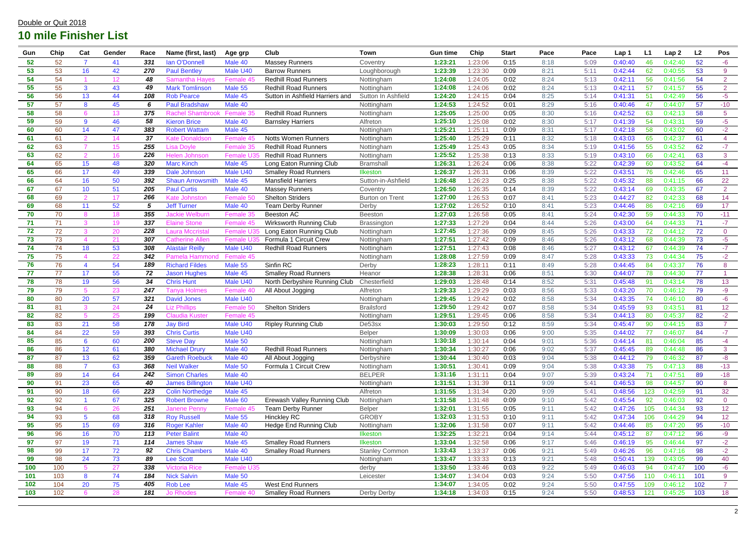Double or Quit 2018

## 10 mile Finisher List

| Gun | Chip | Cat | Gender | Race | Name (first, last) | Age grp | Club | Town | Gun time | Chip | Start | Pace | Pace | Lap 1 | L1 | Lap 2 | L2 | Pos |
|---|---|---|---|---|---|---|---|---|---|---|---|---|---|---|---|---|---|---|
| 52 | 52 | 7 | 41 | 331 | Ian O'Donnell | Male 40 | Massey Runners | Coventry | 1:23:21 | 1:23:06 | 0:15 | 8:18 | 5:09 | 0:40:40 | 46 | 0:42:40 | 52 | -6 |
| 53 | 53 | 16 | 42 | 270 | Paul Bentley | Male U40 | Barrow Runners | Loughborough | 1:23:39 | 1:23:30 | 0:09 | 8:21 | 5:11 | 0:42:44 | 62 | 0:40:55 | 53 | 9 |
| 54 | 54 | 1 | 12 | 48 | Samantha Hayes | Female 45 | Redhill Road Runners | Nottingham | 1:24:08 | 1:24:05 | 0:02 | 8:24 | 5:13 | 0:42:11 | 56 | 0:41:56 | 54 | 2 |
| 55 | 55 | 3 | 43 | 49 | Mark Tomlinson | Male 55 | Redhill Road Runners | Nottingham | 1:24:08 | 1:24:06 | 0:02 | 8:24 | 5:13 | 0:42:11 | 57 | 0:41:57 | 55 | 2 |
| 56 | 56 | 13 | 44 | 108 | Rob Pearce | Male 45 | Sutton in Ashfield Harriers and | Sutton In Ashfield | 1:24:20 | 1:24:15 | 0:04 | 8:25 | 5:14 | 0:41:31 | 51 | 0:42:49 | 56 | -5 |
| 57 | 57 | 8 | 45 | 6 | Paul Bradshaw | Male 40 | | Nottingham | 1:24:53 | 1:24:52 | 0:01 | 8:29 | 5:16 | 0:40:46 | 47 | 0:44:07 | 57 | -10 |
| 58 | 58 | 6 | 13 | 375 | Rachel Shambrook | Female 35 | Redhill Road Runners | Nottingham | 1:25:05 | 1:25:00 | 0:05 | 8:30 | 5:16 | 0:42:52 | 63 | 0:42:13 | 58 | 5 |
| 59 | 59 | 9 | 46 | 58 | Kieron Brice | Male 40 | Barnsley Harriers | Alfreton | 1:25:10 | 1:25:08 | 0:02 | 8:30 | 5:17 | 0:41:39 | 54 | 0:43:31 | 59 | -5 |
| 60 | 60 | 14 | 47 | 383 | Robert Wattam | Male 45 | | Nottingham | 1:25:21 | 1:25:11 | 0:09 | 8:31 | 5:17 | 0:42:18 | 58 | 0:43:02 | 60 | -2 |
| 61 | 61 | 2 | 14 | 37 | Kate Donaldson | Female 45 | Notts Women Runners | Nottingham | 1:25:40 | 1:25:29 | 0:11 | 8:32 | 5:18 | 0:43:03 | 65 | 0:42:37 | 61 | 4 |
| 62 | 63 | 7 | 15 | 255 | Lisa Doyle | Female 35 | Redhill Road Runners | Nottingham | 1:25:49 | 1:25:43 | 0:05 | 8:34 | 5:19 | 0:41:56 | 55 | 0:43:52 | 62 | -7 |
| 63 | 62 | 2 | 16 | 226 | Helen Johnson | Female U35 | Redhill Road Runners | Nottingham | 1:25:52 | 1:25:38 | 0:13 | 8:33 | 5:19 | 0:43:10 | 66 | 0:42:41 | 63 | 3 |
| 64 | 65 | 15 | 48 | 320 | Marc Kinch | Male 45 | Long Eaton Running Club | Bramshall | 1:26:31 | 1:26:24 | 0:06 | 8:38 | 5:22 | 0:42:39 | 60 | 0:43:52 | 64 | -4 |
| 65 | 66 | 17 | 49 | 339 | Dale Johnson | Male U40 | Smalley Road Runners | Ilkeston | 1:26:37 | 1:26:31 | 0:06 | 8:39 | 5:22 | 0:43:51 | 76 | 0:42:46 | 65 | 11 |
| 66 | 64 | 16 | 50 | 392 | Shaun Arrowsmith | Male 45 | Mansfield Harriers | Sutton-in-Ashfield | 1:26:48 | 1:26:23 | 0:25 | 8:38 | 5:22 | 0:45:32 | 88 | 0:41:15 | 66 | 22 |
| 67 | 67 | 10 | 51 | 205 | Paul Curtis | Male 40 | Massey Runners | Coventry | 1:26:50 | 1:26:35 | 0:14 | 8:39 | 5:22 | 0:43:14 | 69 | 0:43:35 | 67 | 2 |
| 68 | 69 | 2 | 17 | 266 | Kate Johnston | Female 50 | Shelton Striders | Burton on Trent | 1:27:00 | 1:26:53 | 0:07 | 8:41 | 5:23 | 0:44:27 | 82 | 0:42:33 | 68 | 14 |
| 69 | 68 | 11 | 52 | 5 | Jeff Turner | Male 40 | Team Derby Runner | Derby | 1:27:02 | 1:26:52 | 0:10 | 8:41 | 5:23 | 0:44:46 | 86 | 0:42:16 | 69 | 17 |
| 70 | 70 | 8 | 18 | 355 | Jackie Welburn | Female 35 | Beeston AC | Beeston | 1:27:03 | 1:26:58 | 0:05 | 8:41 | 5:24 | 0:42:30 | 59 | 0:44:33 | 70 | -11 |
| 71 | 71 | 3 | 19 | 337 | Elaine Stone | Female 45 | Wirksworth Running Club | Brassington | 1:27:33 | 1:27:29 | 0:04 | 8:44 | 5:26 | 0:43:00 | 64 | 0:44:33 | 71 | -7 |
| 72 | 72 | 3 | 20 | 228 | Laura Mccristal | Female U35 | Long Eaton Running Club | Nottingham | 1:27:45 | 1:27:36 | 0:09 | 8:45 | 5:26 | 0:43:33 | 72 | 0:44:12 | 72 | 0 |
| 73 | 73 | 4 | 21 | 307 | Catherine Allen | Female U35 | Formula 1 Circuit Crew | Nottingham | 1:27:51 | 1:27:42 | 0:09 | 8:46 | 5:26 | 0:43:12 | 68 | 0:44:39 | 73 | -5 |
| 74 | 74 | 18 | 53 | 308 | Alastair Reilly | Male U40 | Redhill Road Runners | Nottingham | 1:27:51 | 1:27:43 | 0:08 | 8:46 | 5:27 | 0:43:12 | 67 | 0:44:39 | 74 | -7 |
| 75 | 75 | 4 | 22 | 342 | Pamela Hammond | Female 45 | | Nottingham | 1:28:08 | 1:27:59 | 0:09 | 8:47 | 5:28 | 0:43:33 | 73 | 0:44:34 | 75 | -2 |
| 76 | 76 | 4 | 54 | 189 | Richard Fildes | Male 55 | Sinfin RC | Derby | 1:28:23 | 1:28:11 | 0:11 | 8:49 | 5:28 | 0:44:45 | 84 | 0:43:37 | 76 | 8 |
| 77 | 77 | 17 | 55 | 72 | Jason Hughes | Male 45 | Smalley Road Runners | Heanor | 1:28:38 | 1:28:31 | 0:06 | 8:51 | 5:30 | 0:44:07 | 78 | 0:44:30 | 77 | 1 |
| 78 | 78 | 19 | 56 | 34 | Chris Hunt | Male U40 | North Derbyshire Running Club | Chesterfield | 1:29:03 | 1:28:48 | 0:14 | 8:52 | 5:31 | 0:45:48 | 91 | 0:43:14 | 78 | 13 |
| 79 | 79 | 5 | 23 | 247 | Tanya Holmes | Female 40 | All About Jogging | Alfreton | 1:29:33 | 1:29:29 | 0:03 | 8:56 | 5:33 | 0:43:20 | 70 | 0:46:12 | 79 | -9 |
| 80 | 80 | 20 | 57 | 321 | David Jones | Male U40 | | Nottingham | 1:29:45 | 1:29:42 | 0:02 | 8:58 | 5:34 | 0:43:35 | 74 | 0:46:10 | 80 | -6 |
| 81 | 81 | 3 | 24 | 24 | Liz Phillips | Female 50 | Shelton Striders | Brailsford | 1:29:50 | 1:29:42 | 0:07 | 8:58 | 5:34 | 0:45:59 | 93 | 0:43:51 | 81 | 12 |
| 82 | 82 | 5 | 25 | 199 | Claudia Kuster | Female 45 | | Nottingham | 1:29:51 | 1:29:45 | 0:06 | 8:58 | 5:34 | 0:44:13 | 80 | 0:45:37 | 82 | -2 |
| 83 | 83 | 21 | 58 | 178 | Jay Bird | Male U40 | Ripley Running Club | De53sx | 1:30:03 | 1:29:50 | 0:12 | 8:59 | 5:34 | 0:45:47 | 90 | 0:44:15 | 83 | 7 |
| 84 | 84 | 22 | 59 | 393 | Chris Curtis | Male U40 | | Belper | 1:30:09 | 1:30:03 | 0:06 | 9:00 | 5:35 | 0:44:02 | 77 | 0:46:07 | 84 | -7 |
| 85 | 85 | 6 | 60 | 200 | Steve Day | Male 50 | | Nottingham | 1:30:18 | 1:30:14 | 0:04 | 9:01 | 5:36 | 0:44:14 | 81 | 0:46:04 | 85 | -4 |
| 86 | 86 | 12 | 61 | 380 | Michael Drury | Male 40 | Redhill Road Runners | Nottingham | 1:30:34 | 1:30:27 | 0:06 | 9:02 | 5:37 | 0:45:45 | 89 | 0:44:48 | 86 | 3 |
| 87 | 87 | 13 | 62 | 359 | Gareth Roebuck | Male 40 | All About Jogging | Derbyshire | 1:30:44 | 1:30:40 | 0:03 | 9:04 | 5:38 | 0:44:12 | 79 | 0:46:32 | 87 | -8 |
| 88 | 88 | 7 | 63 | 368 | Neil Walker | Male 50 | Formula 1 Circuit Crew | Nottingham | 1:30:51 | 1:30:41 | 0:09 | 9:04 | 5:38 | 0:43:38 | 75 | 0:47:13 | 88 | -13 |
| 89 | 89 | 14 | 64 | 242 | Simon Charles | Male 40 | | BELPER | 1:31:16 | 1:31:11 | 0:04 | 9:07 | 5:39 | 0:43:24 | 71 | 0:47:51 | 89 | -18 |
| 90 | 91 | 23 | 65 | 40 | James Billington | Male U40 | | Nottingham | 1:31:51 | 1:31:39 | 0:11 | 9:09 | 5:41 | 0:46:53 | 98 | 0:44:57 | 90 | 8 |
| 91 | 90 | 18 | 66 | 223 | Colin Northedge | Male 45 | | Alfreton | 1:31:55 | 1:31:34 | 0:20 | 9:09 | 5:41 | 0:48:56 | 123 | 0:42:59 | 91 | 32 |
| 92 | 92 | 1 | 67 | 325 | Robert Browne | Male 60 | Erewash Valley Running Club | Nottingham | 1:31:58 | 1:31:48 | 0:09 | 9:10 | 5:42 | 0:45:54 | 92 | 0:46:03 | 92 | 0 |
| 93 | 94 | 6 | 26 | 251 | Janene Penny | Female 45 | Team Derby Runner | Belper | 1:32:01 | 1:31:55 | 0:05 | 9:11 | 5:42 | 0:47:26 | 105 | 0:44:34 | 93 | 12 |
| 94 | 93 | 5 | 68 | 318 | Roy Russell | Male 55 | Hinckley RC | GROBY | 1:32:03 | 1:31:53 | 0:10 | 9:11 | 5:42 | 0:47:34 | 106 | 0:44:29 | 94 | 12 |
| 95 | 95 | 15 | 69 | 316 | Roger Kahler | Male 40 | Hedge End Running Club | Nottingham | 1:32:06 | 1:31:58 | 0:07 | 9:11 | 5:42 | 0:44:46 | 85 | 0:47:20 | 95 | -10 |
| 96 | 96 | 16 | 70 | 113 | Peter Balint | Male 40 | | Ilkeston | 1:32:25 | 1:32:21 | 0:04 | 9:14 | 5:44 | 0:45:12 | 87 | 0:47:12 | 96 | -9 |
| 97 | 97 | 19 | 71 | 114 | James Shaw | Male 45 | Smalley Road Runners | Ilkeston | 1:33:04 | 1:32:58 | 0:06 | 9:17 | 5:46 | 0:46:19 | 95 | 0:46:44 | 97 | -2 |
| 98 | 99 | 17 | 72 | 92 | Chris Chambers | Male 40 | Smalley Road Runners | Stanley Common | 1:33:43 | 1:33:37 | 0:06 | 9:21 | 5:49 | 0:46:26 | 96 | 0:47:16 | 98 | -2 |
| 99 | 98 | 24 | 73 | 89 | Lee Scott | Male U40 | | Nottingham | 1:33:47 | 1:33:33 | 0:13 | 9:21 | 5:48 | 0:50:41 | 139 | 0:43:05 | 99 | 40 |
| 100 | 100 | 5 | 27 | 338 | Victoria Rice | Female U35 | | derby | 1:33:50 | 1:33:46 | 0:03 | 9:22 | 5:49 | 0:46:03 | 94 | 0:47:47 | 100 | -6 |
| 101 | 103 | 8 | 74 | 184 | Nick Salvin | Male 50 | | Leicester | 1:34:07 | 1:34:04 | 0:03 | 9:24 | 5:50 | 0:47:56 | 110 | 0:46:11 | 101 | 9 |
| 102 | 104 | 20 | 75 | 405 | Rob Lee | Male 45 | West End Runners | | 1:34:07 | 1:34:05 | 0:02 | 9:24 | 5:50 | 0:47:55 | 109 | 0:46:12 | 102 | 7 |
| 103 | 102 | 6 | 28 | 181 | Jo Rhodes | Female 40 | Smalley Road Runners | Derby Derby | 1:34:18 | 1:34:03 | 0:15 | 9:24 | 5:50 | 0:48:53 | 121 | 0:45:25 | 103 | 18 |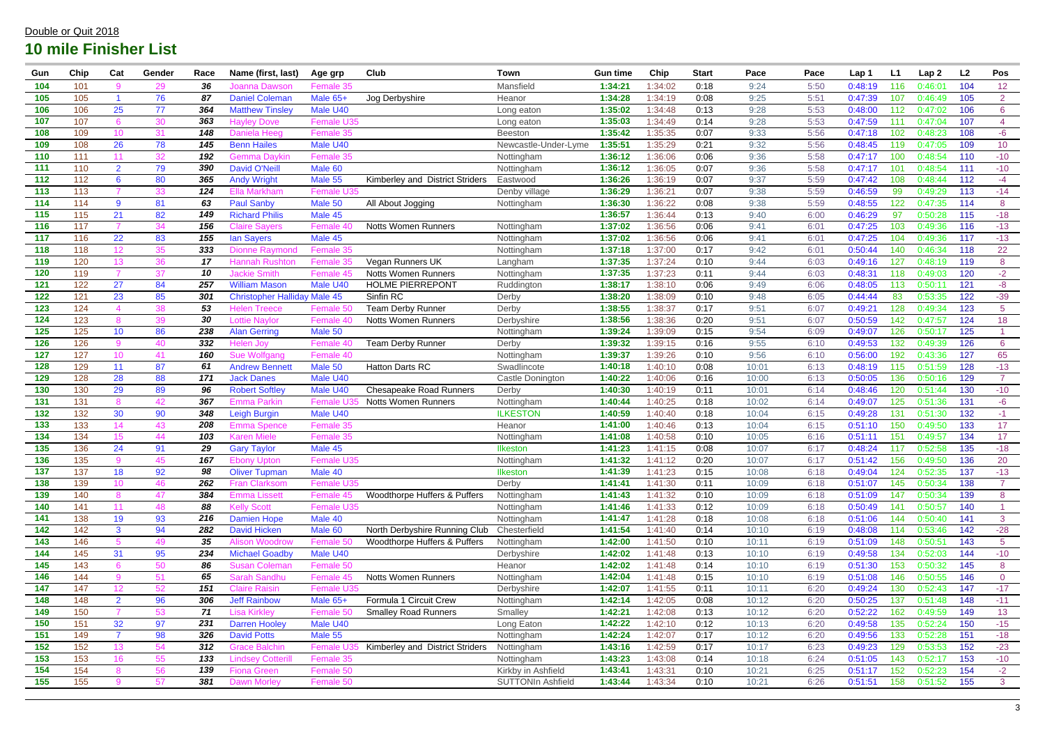Double or Quit 2018

## 10 mile Finisher List

| Gun | Chip | Cat | Gender | Race | Name (first, last) | Age grp | Club | Town | Gun time | Chip | Start | Pace | Pace | Lap 1 | L1 | Lap 2 | L2 | Pos |
|---|---|---|---|---|---|---|---|---|---|---|---|---|---|---|---|---|---|---|
| 104 | 101 | 9 | 29 | 36 | Joanna Dawson | Female 35 | | Mansfield | 1:34:21 | 1:34:02 | 0:18 | 9:24 | 5:50 | 0:48:19 | 116 | 0:46:01 | 104 | 12 |
| 105 | 105 | 1 | 76 | 87 | Daniel Coleman | Male 65+ | Jog Derbyshire | Heanor | 1:34:28 | 1:34:19 | 0:08 | 9:25 | 5:51 | 0:47:39 | 107 | 0:46:49 | 105 | 2 |
| 106 | 106 | 25 | 77 | 364 | Matthew Tinsley | Male U40 | | Long eaton | 1:35:02 | 1:34:48 | 0:13 | 9:28 | 5:53 | 0:48:00 | 112 | 0:47:02 | 106 | 6 |
| 107 | 107 | 6 | 30 | 363 | Hayley Dove | Female U35 | | Long eaton | 1:35:03 | 1:34:49 | 0:14 | 9:28 | 5:53 | 0:47:59 | 111 | 0:47:04 | 107 | 4 |
| 108 | 109 | 10 | 31 | 148 | Daniela Heeg | Female 35 | | Beeston | 1:35:42 | 1:35:35 | 0:07 | 9:33 | 5:56 | 0:47:18 | 102 | 0:48:23 | 108 | -6 |
| 109 | 108 | 26 | 78 | 145 | Benn Hailes | Male U40 | | Newcastle-Under-Lyme | 1:35:51 | 1:35:29 | 0:21 | 9:32 | 5:56 | 0:48:45 | 119 | 0:47:05 | 109 | 10 |
| 110 | 111 | 11 | 32 | 192 | Gemma Daykin | Female 35 | | Nottingham | 1:36:12 | 1:36:06 | 0:06 | 9:36 | 5:58 | 0:47:17 | 100 | 0:48:54 | 110 | -10 |
| 111 | 110 | 2 | 79 | 390 | David O'Neill | Male 60 | | Nottingham | 1:36:12 | 1:36:05 | 0:07 | 9:36 | 5:58 | 0:47:17 | 101 | 0:48:54 | 111 | -10 |
| 112 | 112 | 6 | 80 | 365 | Andy Wright | Male 55 | Kimberley and District Striders | Eastwood | 1:36:26 | 1:36:19 | 0:07 | 9:37 | 5:59 | 0:47:42 | 108 | 0:48:44 | 112 | -4 |
| 113 | 113 | 7 | 33 | 124 | Ella Markham | Female U35 | | Denby village | 1:36:29 | 1:36:21 | 0:07 | 9:38 | 5:59 | 0:46:59 | 99 | 0:49:29 | 113 | -14 |
| 114 | 114 | 9 | 81 | 63 | Paul Sanby | Male 50 | All About Jogging | Nottingham | 1:36:30 | 1:36:22 | 0:08 | 9:38 | 5:59 | 0:48:55 | 122 | 0:47:35 | 114 | 8 |
| 115 | 115 | 21 | 82 | 149 | Richard Philis | Male 45 | | | 1:36:57 | 1:36:44 | 0:13 | 9:40 | 6:00 | 0:46:29 | 97 | 0:50:28 | 115 | -18 |
| 116 | 117 | 7 | 34 | 156 | Claire Sayers | Female 40 | Notts Women Runners | Nottingham | 1:37:02 | 1:36:56 | 0:06 | 9:41 | 6:01 | 0:47:25 | 103 | 0:49:36 | 116 | -13 |
| 117 | 116 | 22 | 83 | 155 | Ian Sayers | Male 45 | | Nottingham | 1:37:02 | 1:36:56 | 0:06 | 9:41 | 6:01 | 0:47:25 | 104 | 0:49:36 | 117 | -13 |
| 118 | 118 | 12 | 35 | 333 | Dionne Raymond | Female 35 | | Nottingham | 1:37:18 | 1:37:00 | 0:17 | 9:42 | 6:01 | 0:50:44 | 140 | 0:46:34 | 118 | 22 |
| 119 | 120 | 13 | 36 | 17 | Hannah Rushton | Female 35 | Vegan Runners UK | Langham | 1:37:35 | 1:37:24 | 0:10 | 9:44 | 6:03 | 0:49:16 | 127 | 0:48:19 | 119 | 8 |
| 120 | 119 | 7 | 37 | 10 | Jackie Smith | Female 45 | Notts Women Runners | Nottingham | 1:37:35 | 1:37:23 | 0:11 | 9:44 | 6:03 | 0:48:31 | 118 | 0:49:03 | 120 | -2 |
| 121 | 122 | 27 | 84 | 257 | William Mason | Male U40 | HOLME PIERREPONT | Ruddington | 1:38:17 | 1:38:10 | 0:06 | 9:49 | 6:06 | 0:48:05 | 113 | 0:50:11 | 121 | -8 |
| 122 | 121 | 23 | 85 | 301 | Christopher Halliday | Male 45 | Sinfin RC | Derby | 1:38:20 | 1:38:09 | 0:10 | 9:48 | 6:05 | 0:44:44 | 83 | 0:53:35 | 122 | -39 |
| 123 | 124 | 4 | 38 | 53 | Helen Treece | Female 50 | Team Derby Runner | Derby | 1:38:55 | 1:38:37 | 0:17 | 9:51 | 6:07 | 0:49:21 | 128 | 0:49:34 | 123 | 5 |
| 124 | 123 | 8 | 39 | 30 | Lottie Naylor | Female 40 | Notts Women Runners | Derbyshire | 1:38:56 | 1:38:36 | 0:20 | 9:51 | 6:07 | 0:50:59 | 142 | 0:47:57 | 124 | 18 |
| 125 | 125 | 10 | 86 | 238 | Alan Gerring | Male 50 | | Nottingham | 1:39:24 | 1:39:09 | 0:15 | 9:54 | 6:09 | 0:49:07 | 126 | 0:50:17 | 125 | 1 |
| 126 | 126 | 9 | 40 | 332 | Helen Joy | Female 40 | Team Derby Runner | Derby | 1:39:32 | 1:39:15 | 0:16 | 9:55 | 6:10 | 0:49:53 | 132 | 0:49:39 | 126 | 6 |
| 127 | 127 | 10 | 41 | 160 | Sue Wolfgang | Female 40 | | Nottingham | 1:39:37 | 1:39:26 | 0:10 | 9:56 | 6:10 | 0:56:00 | 192 | 0:43:36 | 127 | 65 |
| 128 | 129 | 11 | 87 | 61 | Andrew Bennett | Male 50 | Hatton Darts RC | Swadlincote | 1:40:18 | 1:40:10 | 0:08 | 10:01 | 6:13 | 0:48:19 | 115 | 0:51:59 | 128 | -13 |
| 129 | 128 | 28 | 88 | 171 | Jack Danes | Male U40 | | Castle Donington | 1:40:22 | 1:40:06 | 0:16 | 10:00 | 6:13 | 0:50:05 | 136 | 0:50:16 | 129 | 7 |
| 130 | 130 | 29 | 89 | 96 | Robert Softley | Male U40 | Chesapeake Road Runners | Derby | 1:40:30 | 1:40:19 | 0:11 | 10:01 | 6:14 | 0:48:46 | 120 | 0:51:44 | 130 | -10 |
| 131 | 131 | 8 | 42 | 367 | Emma Parkin | Female U35 | Notts Women Runners | Nottingham | 1:40:44 | 1:40:25 | 0:18 | 10:02 | 6:14 | 0:49:07 | 125 | 0:51:36 | 131 | -6 |
| 132 | 132 | 30 | 90 | 348 | Leigh Burgin | Male U40 | | ILKESTON | 1:40:59 | 1:40:40 | 0:18 | 10:04 | 6:15 | 0:49:28 | 131 | 0:51:30 | 132 | -1 |
| 133 | 133 | 14 | 43 | 208 | Emma Spence | Female 35 | | Heanor | 1:41:00 | 1:40:46 | 0:13 | 10:04 | 6:15 | 0:51:10 | 150 | 0:49:50 | 133 | 17 |
| 134 | 134 | 15 | 44 | 103 | Karen Miele | Female 35 | | Nottingham | 1:41:08 | 1:40:58 | 0:10 | 10:05 | 6:16 | 0:51:11 | 151 | 0:49:57 | 134 | 17 |
| 135 | 136 | 24 | 91 | 29 | Gary Taylor | Male 45 | | Ilkeston | 1:41:23 | 1:41:15 | 0:08 | 10:07 | 6:17 | 0:48:24 | 117 | 0:52:58 | 135 | -18 |
| 136 | 135 | 9 | 45 | 167 | Ebony Upton | Female U35 | | Nottingham | 1:41:32 | 1:41:12 | 0:20 | 10:07 | 6:17 | 0:51:42 | 156 | 0:49:50 | 136 | 20 |
| 137 | 137 | 18 | 92 | 98 | Oliver Tupman | Male 40 | | Ilkeston | 1:41:39 | 1:41:23 | 0:15 | 10:08 | 6:18 | 0:49:04 | 124 | 0:52:35 | 137 | -13 |
| 138 | 139 | 10 | 46 | 262 | Fran Clarksom | Female U35 | | Derby | 1:41:41 | 1:41:30 | 0:11 | 10:09 | 6:18 | 0:51:07 | 145 | 0:50:34 | 138 | 7 |
| 139 | 140 | 8 | 47 | 384 | Emma Lissett | Female 45 | Woodthorpe Huffers & Puffers | Nottingham | 1:41:43 | 1:41:32 | 0:10 | 10:09 | 6:18 | 0:51:09 | 147 | 0:50:34 | 139 | 8 |
| 140 | 141 | 11 | 48 | 88 | Kelly Scott | Female U35 | | Nottingham | 1:41:46 | 1:41:33 | 0:12 | 10:09 | 6:18 | 0:50:49 | 141 | 0:50:57 | 140 | 1 |
| 141 | 138 | 19 | 93 | 216 | Damien Hope | Male 40 | | Nottingham | 1:41:47 | 1:41:28 | 0:18 | 10:08 | 6:18 | 0:51:06 | 144 | 0:50:40 | 141 | 3 |
| 142 | 142 | 3 | 94 | 282 | David Hicken | Male 60 | North Derbyshire Running Club | Chesterfield | 1:41:54 | 1:41:40 | 0:14 | 10:10 | 6:19 | 0:48:08 | 114 | 0:53:46 | 142 | -28 |
| 143 | 146 | 5 | 49 | 35 | Alison Woodrow | Female 50 | Woodthorpe Huffers & Puffers | Nottingham | 1:42:00 | 1:41:50 | 0:10 | 10:11 | 6:19 | 0:51:09 | 148 | 0:50:51 | 143 | 5 |
| 144 | 145 | 31 | 95 | 234 | Michael Goadby | Male U40 | | Derbyshire | 1:42:02 | 1:41:48 | 0:13 | 10:10 | 6:19 | 0:49:58 | 134 | 0:52:03 | 144 | -10 |
| 145 | 143 | 6 | 50 | 86 | Susan Coleman | Female 50 | | Heanor | 1:42:02 | 1:41:48 | 0:14 | 10:10 | 6:19 | 0:51:30 | 153 | 0:50:32 | 145 | 8 |
| 146 | 144 | 9 | 51 | 65 | Sarah Sandhu | Female 45 | Notts Women Runners | Nottingham | 1:42:04 | 1:41:48 | 0:15 | 10:10 | 6:19 | 0:51:08 | 146 | 0:50:55 | 146 | 0 |
| 147 | 147 | 12 | 52 | 151 | Claire Raisin | Female U35 | | Derbyshire | 1:42:07 | 1:41:55 | 0:11 | 10:11 | 6:20 | 0:49:24 | 130 | 0:52:43 | 147 | -17 |
| 148 | 148 | 2 | 96 | 306 | Jeff Rainbow | Male 65+ | Formula 1 Circuit Crew | Nottingham | 1:42:14 | 1:42:05 | 0:08 | 10:12 | 6:20 | 0:50:25 | 137 | 0:51:48 | 148 | -11 |
| 149 | 150 | 7 | 53 | 71 | Lisa Kirkley | Female 50 | Smalley Road Runners | Smalley | 1:42:21 | 1:42:08 | 0:13 | 10:12 | 6:20 | 0:52:22 | 162 | 0:49:59 | 149 | 13 |
| 150 | 151 | 32 | 97 | 231 | Darren Hooley | Male U40 | | Long Eaton | 1:42:22 | 1:42:10 | 0:12 | 10:13 | 6:20 | 0:49:58 | 135 | 0:52:24 | 150 | -15 |
| 151 | 149 | 7 | 98 | 326 | David Potts | Male 55 | | Nottingham | 1:42:24 | 1:42:07 | 0:17 | 10:12 | 6:20 | 0:49:56 | 133 | 0:52:28 | 151 | -18 |
| 152 | 152 | 13 | 54 | 312 | Grace Balchin | Female U35 | Kimberley and District Striders | Nottingham | 1:43:16 | 1:42:59 | 0:17 | 10:17 | 6:23 | 0:49:23 | 129 | 0:53:53 | 152 | -23 |
| 153 | 153 | 16 | 55 | 133 | Lindsey Cotterill | Female 35 | | Nottingham | 1:43:23 | 1:43:08 | 0:14 | 10:18 | 6:24 | 0:51:05 | 143 | 0:52:17 | 153 | -10 |
| 154 | 154 | 8 | 56 | 139 | Fiona Green | Female 50 | | Kirkby in Ashfield | 1:43:41 | 1:43:31 | 0:10 | 10:21 | 6:25 | 0:51:17 | 152 | 0:52:23 | 154 | -2 |
| 155 | 155 | 9 | 57 | 381 | Dawn Morley | Female 50 | | SUTTONIn Ashfield | 1:43:44 | 1:43:34 | 0:10 | 10:21 | 6:26 | 0:51:51 | 158 | 0:51:52 | 155 | 3 |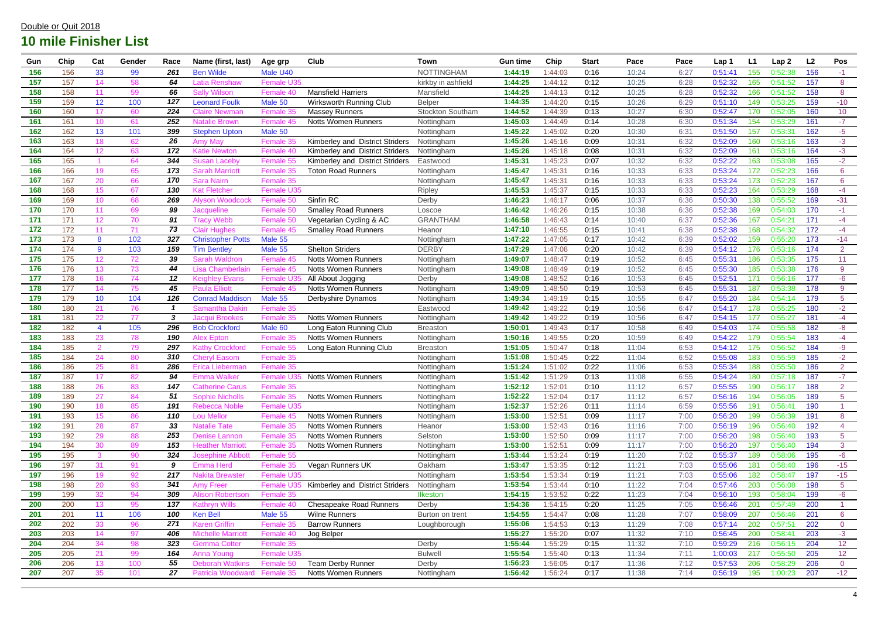Double or Quit 2018

## 10 mile Finisher List

| Gun | Chip | Cat | Gender | Race | Name (first, last) | Age grp | Club | Town | Gun time | Chip | Start | Pace | Pace | Lap 1 | L1 | Lap 2 | L2 | Pos |
|---|---|---|---|---|---|---|---|---|---|---|---|---|---|---|---|---|---|---|
| 156 | 156 | 33 | 99 | 261 | Ben Wilde | Male U40 | | NOTTINGHAM | 1:44:19 | 1:44:03 | 0:16 | 10:24 | 6:27 | 0:51:41 | 155 | 0:52:38 | 156 | -1 |
| 157 | 157 | 14 | 58 | 64 | Latia Renshaw | Female U35 | | kirkby in ashfield | 1:44:25 | 1:44:12 | 0:12 | 10:25 | 6:28 | 0:52:32 | 165 | 0:51:52 | 157 | 8 |
| 158 | 158 | 11 | 59 | 66 | Sally Wilson | Female 40 | Mansfield Harriers | Mansfield | 1:44:25 | 1:44:13 | 0:12 | 10:25 | 6:28 | 0:52:32 | 166 | 0:51:52 | 158 | 8 |
| 159 | 159 | 12 | 100 | 127 | Leonard Foulk | Male 50 | Wirksworth Running Club | Belper | 1:44:35 | 1:44:20 | 0:15 | 10:26 | 6:29 | 0:51:10 | 149 | 0:53:25 | 159 | -10 |
| 160 | 160 | 17 | 60 | 224 | Claire Newman | Female 35 | Massey Runners | Stockton Southam | 1:44:52 | 1:44:39 | 0:13 | 10:27 | 6:30 | 0:52:47 | 170 | 0:52:05 | 160 | 10 |
| 161 | 161 | 10 | 61 | 252 | Natalie Brown | Female 45 | Notts Women Runners | Nottingham | 1:45:03 | 1:44:49 | 0:14 | 10:28 | 6:30 | 0:51:34 | 154 | 0:53:29 | 161 | -7 |
| 162 | 162 | 13 | 101 | 399 | Stephen Upton | Male 50 | | Nottingham | 1:45:22 | 1:45:02 | 0:20 | 10:30 | 6:31 | 0:51:50 | 157 | 0:53:31 | 162 | -5 |
| 163 | 163 | 18 | 62 | 26 | Amy May | Female 35 | Kimberley and District Striders | Nottingham | 1:45:26 | 1:45:16 | 0:09 | 10:31 | 6:32 | 0:52:09 | 160 | 0:53:16 | 163 | -3 |
| 164 | 164 | 12 | 63 | 172 | Katie Newton | Female 40 | Kimberley and District Striders | Nottingham | 1:45:26 | 1:45:18 | 0:08 | 10:31 | 6:32 | 0:52:09 | 161 | 0:53:16 | 164 | -3 |
| 165 | 165 | 1 | 64 | 344 | Susan Laceby | Female 55 | Kimberley and District Striders | Eastwood | 1:45:31 | 1:45:23 | 0:07 | 10:32 | 6:32 | 0:52:22 | 163 | 0:53:08 | 165 | -2 |
| 166 | 166 | 19 | 65 | 173 | Sarah Marriott | Female 35 | Toton Road Runners | Nottingham | 1:45:47 | 1:45:31 | 0:16 | 10:33 | 6:33 | 0:53:24 | 172 | 0:52:23 | 166 | 6 |
| 167 | 167 | 20 | 66 | 170 | Sara Nairn | Female 35 | | Nottingham | 1:45:47 | 1:45:31 | 0:16 | 10:33 | 6:33 | 0:53:24 | 173 | 0:52:23 | 167 | 6 |
| 168 | 168 | 15 | 67 | 130 | Kat Fletcher | Female U35 | | Ripley | 1:45:53 | 1:45:37 | 0:15 | 10:33 | 6:33 | 0:52:23 | 164 | 0:53:29 | 168 | -4 |
| 169 | 169 | 10 | 68 | 269 | Alyson Woodcock | Female 50 | Sinfin RC | Derby | 1:46:23 | 1:46:17 | 0:06 | 10:37 | 6:36 | 0:50:30 | 138 | 0:55:52 | 169 | -31 |
| 170 | 170 | 11 | 69 | 99 | Jacqueline | Female 50 | Smalley Road Runners | Loscoe | 1:46:42 | 1:46:26 | 0:15 | 10:38 | 6:36 | 0:52:38 | 169 | 0:54:03 | 170 | -1 |
| 171 | 171 | 12 | 70 | 91 | Tracy Webb | Female 50 | Vegetarian Cycling & AC | GRANTHAM | 1:46:58 | 1:46:43 | 0:14 | 10:40 | 6:37 | 0:52:36 | 167 | 0:54:21 | 171 | -4 |
| 172 | 172 | 11 | 71 | 73 | Clair Hughes | Female 45 | Smalley Road Runners | Heanor | 1:47:10 | 1:46:55 | 0:15 | 10:41 | 6:38 | 0:52:38 | 168 | 0:54:32 | 172 | -4 |
| 173 | 173 | 8 | 102 | 327 | Christopher Potts | Male 55 | | Nottingham | 1:47:22 | 1:47:05 | 0:17 | 10:42 | 6:39 | 0:52:02 | 159 | 0:55:20 | 173 | -14 |
| 174 | 174 | 9 | 103 | 159 | Tim Bentley | Male 55 | Shelton Striders | DERBY | 1:47:29 | 1:47:08 | 0:20 | 10:42 | 6:39 | 0:54:12 | 176 | 0:53:16 | 174 | 2 |
| 175 | 175 | 12 | 72 | 39 | Sarah Waldron | Female 45 | Notts Women Runners | Nottingham | 1:49:07 | 1:48:47 | 0:19 | 10:52 | 6:45 | 0:55:31 | 186 | 0:53:35 | 175 | 11 |
| 176 | 176 | 13 | 73 | 44 | Lisa Chamberlain | Female 45 | Notts Women Runners | Nottingham | 1:49:08 | 1:48:49 | 0:19 | 10:52 | 6:45 | 0:55:30 | 185 | 0:53:38 | 176 | 9 |
| 177 | 178 | 16 | 74 | 12 | Keighley Evans | Female U35 | All About Jogging | Derby | 1:49:08 | 1:48:52 | 0:16 | 10:53 | 6:45 | 0:52:51 | 171 | 0:56:16 | 177 | -6 |
| 178 | 177 | 14 | 75 | 45 | Paula Elliott | Female 45 | Notts Women Runners | Nottingham | 1:49:09 | 1:48:50 | 0:19 | 10:53 | 6:45 | 0:55:31 | 187 | 0:53:38 | 178 | 9 |
| 179 | 179 | 10 | 104 | 126 | Conrad Maddison | Male 55 | Derbyshire Dynamos | Nottingham | 1:49:34 | 1:49:19 | 0:15 | 10:55 | 6:47 | 0:55:20 | 184 | 0:54:14 | 179 | 5 |
| 180 | 180 | 21 | 76 | 1 | Samantha Dakin | Female 35 | | Eastwood | 1:49:42 | 1:49:22 | 0:19 | 10:56 | 6:47 | 0:54:17 | 178 | 0:55:25 | 180 | -2 |
| 181 | 181 | 22 | 77 | 3 | Jacqui Brookes | Female 35 | Notts Women Runners | Nottingham | 1:49:42 | 1:49:22 | 0:19 | 10:56 | 6:47 | 0:54:15 | 177 | 0:55:27 | 181 | -4 |
| 182 | 182 | 4 | 105 | 296 | Bob Crockford | Male 60 | Long Eaton Running Club | Breaston | 1:50:01 | 1:49:43 | 0:17 | 10:58 | 6:49 | 0:54:03 | 174 | 0:55:58 | 182 | -8 |
| 183 | 183 | 23 | 78 | 190 | Alex Epton | Female 35 | Notts Women Runners | Nottingham | 1:50:16 | 1:49:55 | 0:20 | 10:59 | 6:49 | 0:54:22 | 179 | 0:55:54 | 183 | -4 |
| 184 | 185 | 2 | 79 | 297 | Kathy Crockford | Female 55 | Long Eaton Running Club | Breaston | 1:51:05 | 1:50:47 | 0:18 | 11:04 | 6:53 | 0:54:12 | 175 | 0:56:52 | 184 | -9 |
| 185 | 184 | 24 | 80 | 310 | Cheryl Easom | Female 35 | | Nottingham | 1:51:08 | 1:50:45 | 0:22 | 11:04 | 6:52 | 0:55:08 | 183 | 0:55:59 | 185 | -2 |
| 186 | 186 | 25 | 81 | 286 | Erica Lieberman | Female 35 | | Nottingham | 1:51:24 | 1:51:02 | 0:22 | 11:06 | 6:53 | 0:55:34 | 188 | 0:55:50 | 186 | 2 |
| 187 | 187 | 17 | 82 | 94 | Emma Walker | Female U35 | Notts Women Runners | Nottingham | 1:51:42 | 1:51:29 | 0:13 | 11:08 | 6:55 | 0:54:24 | 180 | 0:57:18 | 187 | -7 |
| 188 | 188 | 26 | 83 | 147 | Catherine Carus | Female 35 | | Nottingham | 1:52:12 | 1:52:01 | 0:10 | 11:12 | 6:57 | 0:55:55 | 190 | 0:56:17 | 188 | 2 |
| 189 | 189 | 27 | 84 | 51 | Sophie Nicholls | Female 35 | Notts Women Runners | Nottingham | 1:52:22 | 1:52:04 | 0:17 | 11:12 | 6:57 | 0:56:16 | 194 | 0:56:05 | 189 | 5 |
| 190 | 190 | 18 | 85 | 191 | Rebecca Noble | Female U35 | | Nottingham | 1:52:37 | 1:52:26 | 0:11 | 11:14 | 6:59 | 0:55:56 | 191 | 0:56:41 | 190 | 1 |
| 191 | 193 | 15 | 86 | 110 | Lou Mellor | Female 45 | Notts Women Runners | Nottingham | 1:53:00 | 1:52:51 | 0:09 | 11:17 | 7:00 | 0:56:20 | 199 | 0:56:39 | 191 | 8 |
| 192 | 191 | 28 | 87 | 33 | Natalie Tate | Female 35 | Notts Women Runners | Heanor | 1:53:00 | 1:52:43 | 0:16 | 11:16 | 7:00 | 0:56:19 | 196 | 0:56:40 | 192 | 4 |
| 193 | 192 | 29 | 88 | 253 | Denise Lannon | Female 35 | Notts Women Runners | Selston | 1:53:00 | 1:52:50 | 0:09 | 11:17 | 7:00 | 0:56:20 | 198 | 0:56:40 | 193 | 5 |
| 194 | 194 | 30 | 89 | 153 | Heather Marriott | Female 35 | Notts Women Runners | Nottingham | 1:53:00 | 1:52:51 | 0:09 | 11:17 | 7:00 | 0:56:20 | 197 | 0:56:40 | 194 | 3 |
| 195 | 195 | 3 | 90 | 324 | Josephine Abbott | Female 55 | | Nottingham | 1:53:44 | 1:53:24 | 0:19 | 11:20 | 7:02 | 0:55:37 | 189 | 0:58:06 | 195 | -6 |
| 196 | 197 | 31 | 91 | 9 | Emma Herd | Female 35 | Vegan Runners UK | Oakham | 1:53:47 | 1:53:35 | 0:12 | 11:21 | 7:03 | 0:55:06 | 181 | 0:58:40 | 196 | -15 |
| 197 | 196 | 19 | 92 | 217 | Nakita Brewster | Female U35 | | Nottingham | 1:53:54 | 1:53:34 | 0:19 | 11:21 | 7:03 | 0:55:06 | 182 | 0:58:47 | 197 | -15 |
| 198 | 198 | 20 | 93 | 341 | Amy Freer | Female U35 | Kimberley and District Striders | Nottingham | 1:53:54 | 1:53:44 | 0:10 | 11:22 | 7:04 | 0:57:46 | 203 | 0:56:08 | 198 | 5 |
| 199 | 199 | 32 | 94 | 309 | Alison Robertson | Female 35 | | Ilkeston | 1:54:15 | 1:53:52 | 0:22 | 11:23 | 7:04 | 0:56:10 | 193 | 0:58:04 | 199 | -6 |
| 200 | 200 | 13 | 95 | 137 | Kathryn Wills | Female 40 | Chesapeake Road Runners | Derby | 1:54:36 | 1:54:15 | 0:20 | 11:25 | 7:05 | 0:56:46 | 201 | 0:57:49 | 200 | 1 |
| 201 | 201 | 11 | 106 | 100 | Ken Bell | Male 55 | Wilne Runners | Burton on trent | 1:54:55 | 1:54:47 | 0:08 | 11:28 | 7:07 | 0:58:09 | 207 | 0:56:46 | 201 | 6 |
| 202 | 202 | 33 | 96 | 271 | Karen Griffin | Female 35 | Barrow Runners | Loughborough | 1:55:06 | 1:54:53 | 0:13 | 11:29 | 7:08 | 0:57:14 | 202 | 0:57:51 | 202 | 0 |
| 203 | 203 | 14 | 97 | 406 | Michelle Marriott | Female 40 | Jog Belper | | 1:55:27 | 1:55:20 | 0:07 | 11:32 | 7:10 | 0:56:45 | 200 | 0:58:41 | 203 | -3 |
| 204 | 204 | 34 | 98 | 323 | Gemma Cotter | Female 35 | | Derby | 1:55:44 | 1:55:29 | 0:15 | 11:32 | 7:10 | 0:59:29 | 216 | 0:56:15 | 204 | 12 |
| 205 | 205 | 21 | 99 | 164 | Anna Young | Female U35 | | Bulwell | 1:55:54 | 1:55:40 | 0:13 | 11:34 | 7:11 | 1:00:03 | 217 | 0:55:50 | 205 | 12 |
| 206 | 206 | 13 | 100 | 55 | Deborah Watkins | Female 50 | Team Derby Runner | Derby | 1:56:23 | 1:56:05 | 0:17 | 11:36 | 7:12 | 0:57:53 | 206 | 0:58:29 | 206 | 0 |
| 207 | 207 | 35 | 101 | 27 | Patricia Woodward | Female 35 | Notts Women Runners | Nottingham | 1:56:42 | 1:56:24 | 0:17 | 11:38 | 7:14 | 0:56:19 | 195 | 1:00:23 | 207 | -12 |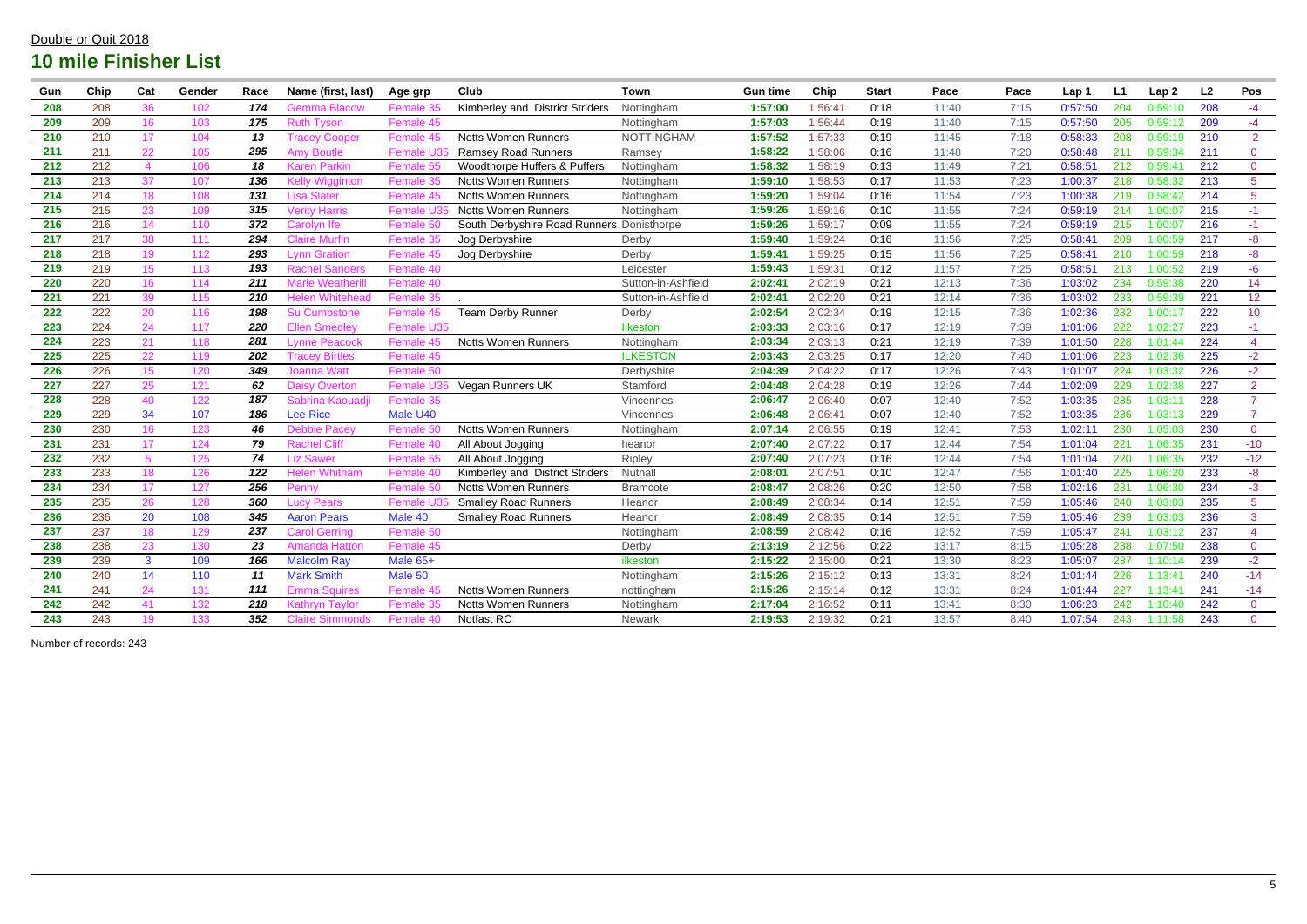Double or Quit 2018

## 10 mile Finisher List

| Gun | Chip | Cat | Gender | Race | Name (first, last) | Age grp | Club | Town | Gun time | Chip | Start | Pace | Pace | Lap 1 | L1 | Lap 2 | L2 | Pos |
|---|---|---|---|---|---|---|---|---|---|---|---|---|---|---|---|---|---|---|
| 208 | 208 | 36 | 102 | 174 | Gemma Blacow | Female 35 | Kimberley and District Striders | Nottingham | 1:57:00 | 1:56:41 | 0:18 | 11:40 | 7:15 | 0:57:50 | 204 | 0:59:10 | 208 | -4 |
| 209 | 209 | 16 | 103 | 175 | Ruth Tyson | Female 45 | | Nottingham | 1:57:03 | 1:56:44 | 0:19 | 11:40 | 7:15 | 0:57:50 | 205 | 0:59:12 | 209 | -4 |
| 210 | 210 | 17 | 104 | 13 | Tracey Cooper | Female 45 | Notts Women Runners | NOTTINGHAM | 1:57:52 | 1:57:33 | 0:19 | 11:45 | 7:18 | 0:58:33 | 208 | 0:59:19 | 210 | -2 |
| 211 | 211 | 22 | 105 | 295 | Amy Boutle | Female U35 | Ramsey Road Runners | Ramsey | 1:58:22 | 1:58:06 | 0:16 | 11:48 | 7:20 | 0:58:48 | 211 | 0:59:34 | 211 | 0 |
| 212 | 212 | 4 | 106 | 18 | Karen Parkin | Female 55 | Woodthorpe Huffers & Puffers | Nottingham | 1:58:32 | 1:58:19 | 0:13 | 11:49 | 7:21 | 0:58:51 | 212 | 0:59:41 | 212 | 0 |
| 213 | 213 | 37 | 107 | 136 | Kelly Wigginton | Female 35 | Notts Women Runners | Nottingham | 1:59:10 | 1:58:53 | 0:17 | 11:53 | 7:23 | 1:00:37 | 218 | 0:58:32 | 213 | 5 |
| 214 | 214 | 18 | 108 | 131 | Lisa Slater | Female 45 | Notts Women Runners | Nottingham | 1:59:20 | 1:59:04 | 0:16 | 11:54 | 7:23 | 1:00:38 | 219 | 0:58:42 | 214 | 5 |
| 215 | 215 | 23 | 109 | 315 | Verity Harris | Female U35 | Notts Women Runners | Nottingham | 1:59:26 | 1:59:16 | 0:10 | 11:55 | 7:24 | 0:59:19 | 214 | 1:00:07 | 215 | -1 |
| 216 | 216 | 14 | 110 | 372 | Carolyn Ife | Female 50 | South Derbyshire Road Runners | Donisthorpe | 1:59:26 | 1:59:17 | 0:09 | 11:55 | 7:24 | 0:59:19 | 215 | 1:00:07 | 216 | -1 |
| 217 | 217 | 38 | 111 | 294 | Claire Murfin | Female 35 | Jog Derbyshire | Derby | 1:59:40 | 1:59:24 | 0:16 | 11:56 | 7:25 | 0:58:41 | 209 | 1:00:59 | 217 | -8 |
| 218 | 218 | 19 | 112 | 293 | Lynn Gration | Female 45 | Jog Derbyshire | Derby | 1:59:41 | 1:59:25 | 0:15 | 11:56 | 7:25 | 0:58:41 | 210 | 1:00:59 | 218 | -8 |
| 219 | 219 | 15 | 113 | 193 | Rachel Sanders | Female 40 | | Leicester | 1:59:43 | 1:59:31 | 0:12 | 11:57 | 7:25 | 0:58:51 | 213 | 1:00:52 | 219 | -6 |
| 220 | 220 | 16 | 114 | 211 | Marie Weatherill | Female 40 | | Sutton-in-Ashfield | 2:02:41 | 2:02:19 | 0:21 | 12:13 | 7:36 | 1:03:02 | 234 | 0:59:38 | 220 | 14 |
| 221 | 221 | 39 | 115 | 210 | Helen Whitehead | Female 35 | . | Sutton-in-Ashfield | 2:02:41 | 2:02:20 | 0:21 | 12:14 | 7:36 | 1:03:02 | 233 | 0:59:39 | 221 | 12 |
| 222 | 222 | 20 | 116 | 198 | Su Cumpstone | Female 45 | Team Derby Runner | Derby | 2:02:54 | 2:02:34 | 0:19 | 12:15 | 7:36 | 1:02:36 | 232 | 1:00:17 | 222 | 10 |
| 223 | 224 | 24 | 117 | 220 | Ellen Smedley | Female U35 | | Ilkeston | 2:03:33 | 2:03:16 | 0:17 | 12:19 | 7:39 | 1:01:06 | 222 | 1:02:27 | 223 | -1 |
| 224 | 223 | 21 | 118 | 281 | Lynne Peacock | Female 45 | Notts Women Runners | Nottingham | 2:03:34 | 2:03:13 | 0:21 | 12:19 | 7:39 | 1:01:50 | 228 | 1:01:44 | 224 | 4 |
| 225 | 225 | 22 | 119 | 202 | Tracey Birtles | Female 45 | | ILKESTON | 2:03:43 | 2:03:25 | 0:17 | 12:20 | 7:40 | 1:01:06 | 223 | 1:02:36 | 225 | -2 |
| 226 | 226 | 15 | 120 | 349 | Joanna Watt | Female 50 | | Derbyshire | 2:04:39 | 2:04:22 | 0:17 | 12:26 | 7:43 | 1:01:07 | 224 | 1:03:32 | 226 | -2 |
| 227 | 227 | 25 | 121 | 62 | Daisy Overton | Female U35 | Vegan Runners UK | Stamford | 2:04:48 | 2:04:28 | 0:19 | 12:26 | 7:44 | 1:02:09 | 229 | 1:02:38 | 227 | 2 |
| 228 | 228 | 40 | 122 | 187 | Sabrina Kaouadji | Female 35 | | Vincennes | 2:06:47 | 2:06:40 | 0:07 | 12:40 | 7:52 | 1:03:35 | 235 | 1:03:11 | 228 | 7 |
| 229 | 229 | 34 | 107 | 186 | Lee Rice | Male U40 | | Vincennes | 2:06:48 | 2:06:41 | 0:07 | 12:40 | 7:52 | 1:03:35 | 236 | 1:03:13 | 229 | 7 |
| 230 | 230 | 16 | 123 | 46 | Debbie Pacey | Female 50 | Notts Women Runners | Nottingham | 2:07:14 | 2:06:55 | 0:19 | 12:41 | 7:53 | 1:02:11 | 230 | 1:05:03 | 230 | 0 |
| 231 | 231 | 17 | 124 | 79 | Rachel Cliff | Female 40 | All About Jogging | heanor | 2:07:40 | 2:07:22 | 0:17 | 12:44 | 7:54 | 1:01:04 | 221 | 1:06:35 | 231 | -10 |
| 232 | 232 | 5 | 125 | 74 | Liz Sawer | Female 55 | All About Jogging | Ripley | 2:07:40 | 2:07:23 | 0:16 | 12:44 | 7:54 | 1:01:04 | 220 | 1:06:35 | 232 | -12 |
| 233 | 233 | 18 | 126 | 122 | Helen Whitham | Female 40 | Kimberley and District Striders | Nuthall | 2:08:01 | 2:07:51 | 0:10 | 12:47 | 7:56 | 1:01:40 | 225 | 1:06:20 | 233 | -8 |
| 234 | 234 | 17 | 127 | 256 | Penny | Female 50 | Notts Women Runners | Bramcote | 2:08:47 | 2:08:26 | 0:20 | 12:50 | 7:58 | 1:02:16 | 231 | 1:06:30 | 234 | -3 |
| 235 | 235 | 26 | 128 | 360 | Lucy Pears | Female U35 | Smalley Road Runners | Heanor | 2:08:49 | 2:08:34 | 0:14 | 12:51 | 7:59 | 1:05:46 | 240 | 1:03:03 | 235 | 5 |
| 236 | 236 | 20 | 108 | 345 | Aaron Pears | Male 40 | Smalley Road Runners | Heanor | 2:08:49 | 2:08:35 | 0:14 | 12:51 | 7:59 | 1:05:46 | 239 | 1:03:03 | 236 | 3 |
| 237 | 237 | 18 | 129 | 237 | Carol Gerring | Female 50 | | Nottingham | 2:08:59 | 2:08:42 | 0:16 | 12:52 | 7:59 | 1:05:47 | 241 | 1:03:12 | 237 | 4 |
| 238 | 238 | 23 | 130 | 23 | Amanda Hatton | Female 45 | | Derby | 2:13:19 | 2:12:56 | 0:22 | 13:17 | 8:15 | 1:05:28 | 238 | 1:07:50 | 238 | 0 |
| 239 | 239 | 3 | 109 | 166 | Malcolm Ray | Male 65+ | | ilkeston | 2:15:22 | 2:15:00 | 0:21 | 13:30 | 8:23 | 1:05:07 | 237 | 1:10:14 | 239 | -2 |
| 240 | 240 | 14 | 110 | 11 | Mark Smith | Male 50 | | Nottingham | 2:15:26 | 2:15:12 | 0:13 | 13:31 | 8:24 | 1:01:44 | 226 | 1:13:41 | 240 | -14 |
| 241 | 241 | 24 | 131 | 111 | Emma Squires | Female 45 | Notts Women Runners | nottingham | 2:15:26 | 2:15:14 | 0:12 | 13:31 | 8:24 | 1:01:44 | 227 | 1:13:41 | 241 | -14 |
| 242 | 242 | 41 | 132 | 218 | Kathryn Taylor | Female 35 | Notts Women Runners | Nottingham | 2:17:04 | 2:16:52 | 0:11 | 13:41 | 8:30 | 1:06:23 | 242 | 1:10:40 | 242 | 0 |
| 243 | 243 | 19 | 133 | 352 | Claire Simmonds | Female 40 | Notfast RC | Newark | 2:19:53 | 2:19:32 | 0:21 | 13:57 | 8:40 | 1:07:54 | 243 | 1:11:58 | 243 | 0 |

Number of records: 243